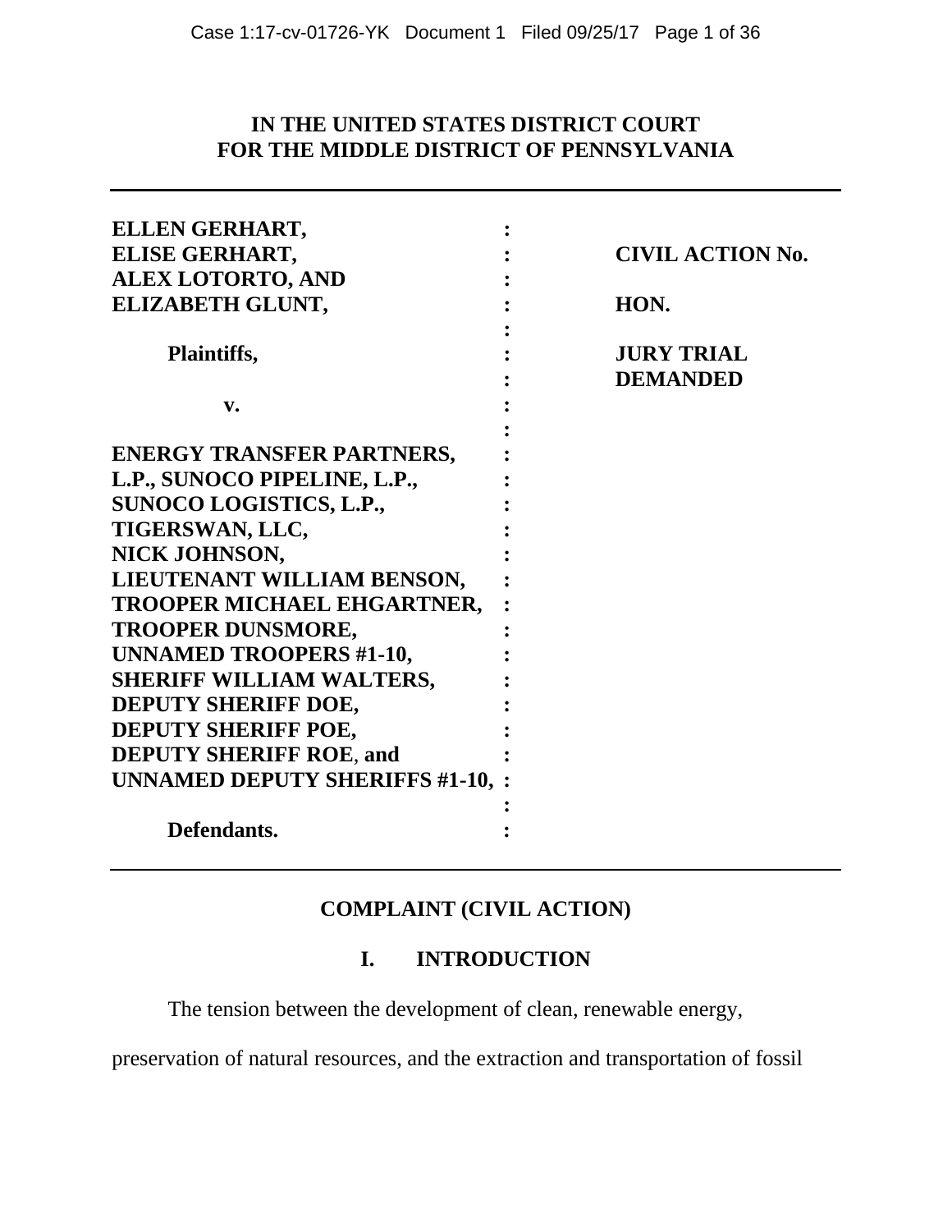**IN THE UNITED STATES DISTRICT COURT**
**FOR THE MIDDLE DISTRICT OF PENNSYLVANIA**

| | | |
|---|---|---|
| **ELLEN GERHART,** | : | |
| **ELISE GERHART,** | : | **CIVIL ACTION No.** |
| **ALEX LOTORTO, AND** | : | |
| **ELIZABETH GLUNT,** | : | **HON.** |
| | : | |
| **Plaintiffs,** | : | **JURY TRIAL** |
| | : | **DEMANDED** |
| **v.** | : | |
| | : | |
| **ENERGY TRANSFER PARTNERS,** | : | |
| **L.P., SUNOCO PIPELINE, L.P.,** | : | |
| **SUNOCO LOGISTICS, L.P.,** | : | |
| **TIGERSWAN, LLC,** | : | |
| **NICK JOHNSON,** | : | |
| **LIEUTENANT WILLIAM BENSON,** | : | |
| **TROOPER MICHAEL EHGARTNER,** | : | |
| **TROOPER DUNSMORE,** | : | |
| **UNNAMED TROOPERS #1-10,** | : | |
| **SHERIFF WILLIAM WALTERS,** | : | |
| **DEPUTY SHERIFF DOE,** | : | |
| **DEPUTY SHERIFF POE,** | : | |
| **DEPUTY SHERIFF ROE, and** | : | |
| **UNNAMED DEPUTY SHERIFFS #1-10,** | : | |
| | : | |
| **Defendants.** | : | |

## COMPLAINT (CIVIL ACTION)

## I. INTRODUCTION

The tension between the development of clean, renewable energy, preservation of natural resources, and the extraction and transportation of fossil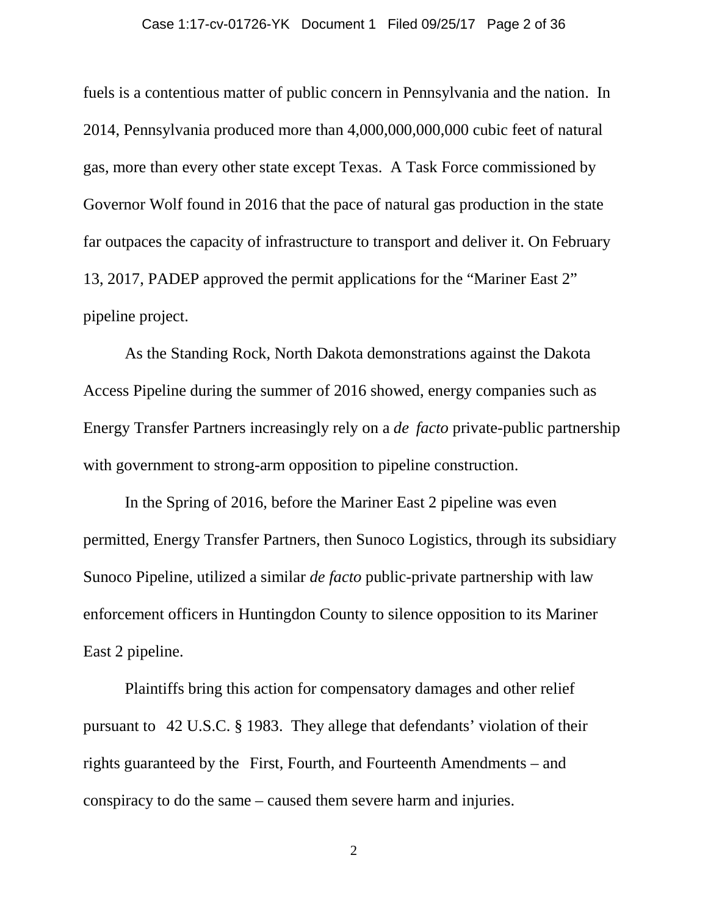fuels is a contentious matter of public concern in Pennsylvania and the nation. In 2014, Pennsylvania produced more than 4,000,000,000,000 cubic feet of natural gas, more than every other state except Texas. A Task Force commissioned by Governor Wolf found in 2016 that the pace of natural gas production in the state far outpaces the capacity of infrastructure to transport and deliver it. On February 13, 2017, PADEP approved the permit applications for the "Mariner East 2" pipeline project.

As the Standing Rock, North Dakota demonstrations against the Dakota Access Pipeline during the summer of 2016 showed, energy companies such as Energy Transfer Partners increasingly rely on a *de facto* private-public partnership with government to strong-arm opposition to pipeline construction.

In the Spring of 2016, before the Mariner East 2 pipeline was even permitted, Energy Transfer Partners, then Sunoco Logistics, through its subsidiary Sunoco Pipeline, utilized a similar *de facto* public-private partnership with law enforcement officers in Huntingdon County to silence opposition to its Mariner East 2 pipeline.

Plaintiffs bring this action for compensatory damages and other relief pursuant to 42 U.S.C. § 1983. They allege that defendants' violation of their rights guaranteed by the First, Fourth, and Fourteenth Amendments – and conspiracy to do the same – caused them severe harm and injuries.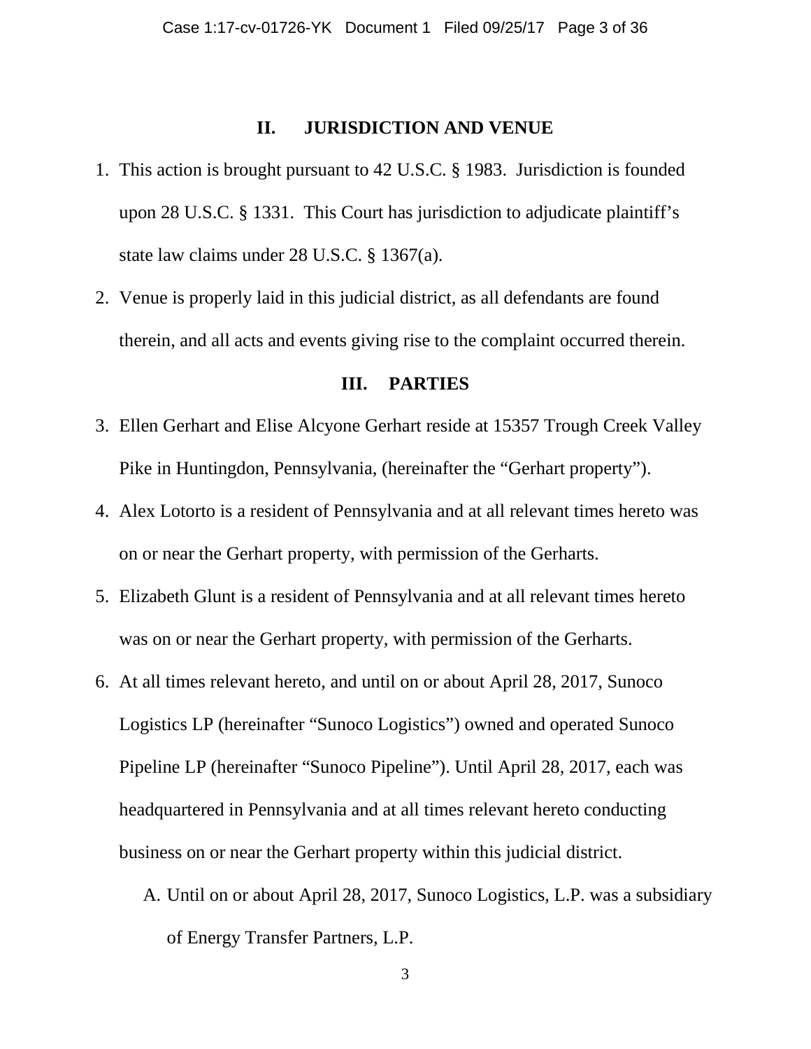## II. JURISDICTION AND VENUE

1. This action is brought pursuant to 42 U.S.C. § 1983. Jurisdiction is founded upon 28 U.S.C. § 1331. This Court has jurisdiction to adjudicate plaintiff's state law claims under 28 U.S.C. § 1367(a).

2. Venue is properly laid in this judicial district, as all defendants are found therein, and all acts and events giving rise to the complaint occurred therein.

## III. PARTIES

3. Ellen Gerhart and Elise Alcyone Gerhart reside at 15357 Trough Creek Valley Pike in Huntingdon, Pennsylvania, (hereinafter the "Gerhart property").

4. Alex Lotorto is a resident of Pennsylvania and at all relevant times hereto was on or near the Gerhart property, with permission of the Gerharts.

5. Elizabeth Glunt is a resident of Pennsylvania and at all relevant times hereto was on or near the Gerhart property, with permission of the Gerharts.

6. At all times relevant hereto, and until on or about April 28, 2017, Sunoco Logistics LP (hereinafter "Sunoco Logistics") owned and operated Sunoco Pipeline LP (hereinafter "Sunoco Pipeline"). Until April 28, 2017, each was headquartered in Pennsylvania and at all times relevant hereto conducting business on or near the Gerhart property within this judicial district.

   A. Until on or about April 28, 2017, Sunoco Logistics, L.P. was a subsidiary of Energy Transfer Partners, L.P.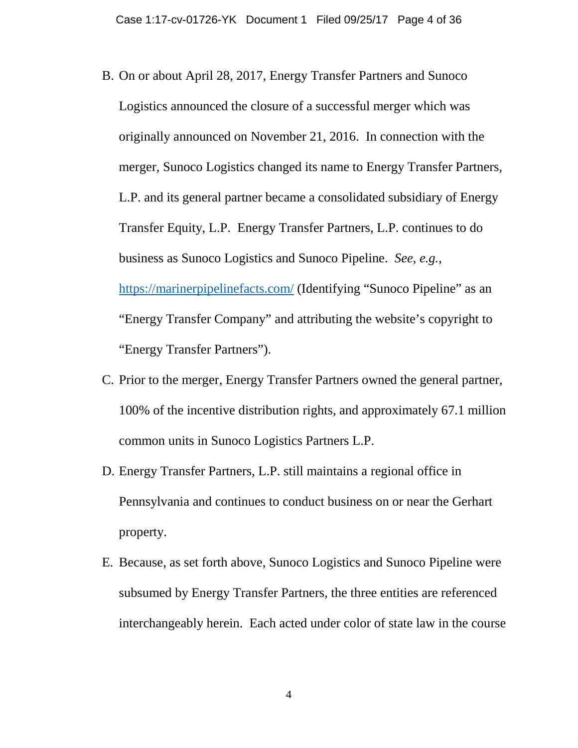B. On or about April 28, 2017, Energy Transfer Partners and Sunoco Logistics announced the closure of a successful merger which was originally announced on November 21, 2016. In connection with the merger, Sunoco Logistics changed its name to Energy Transfer Partners, L.P. and its general partner became a consolidated subsidiary of Energy Transfer Equity, L.P. Energy Transfer Partners, L.P. continues to do business as Sunoco Logistics and Sunoco Pipeline. *See, e.g.*, [https://marinerpipelinefacts.com/](https://marinerpipelinefacts.com/) (Identifying "Sunoco Pipeline" as an "Energy Transfer Company" and attributing the website's copyright to "Energy Transfer Partners").

C. Prior to the merger, Energy Transfer Partners owned the general partner, 100% of the incentive distribution rights, and approximately 67.1 million common units in Sunoco Logistics Partners L.P.

D. Energy Transfer Partners, L.P. still maintains a regional office in Pennsylvania and continues to conduct business on or near the Gerhart property.

E. Because, as set forth above, Sunoco Logistics and Sunoco Pipeline were subsumed by Energy Transfer Partners, the three entities are referenced interchangeably herein. Each acted under color of state law in the course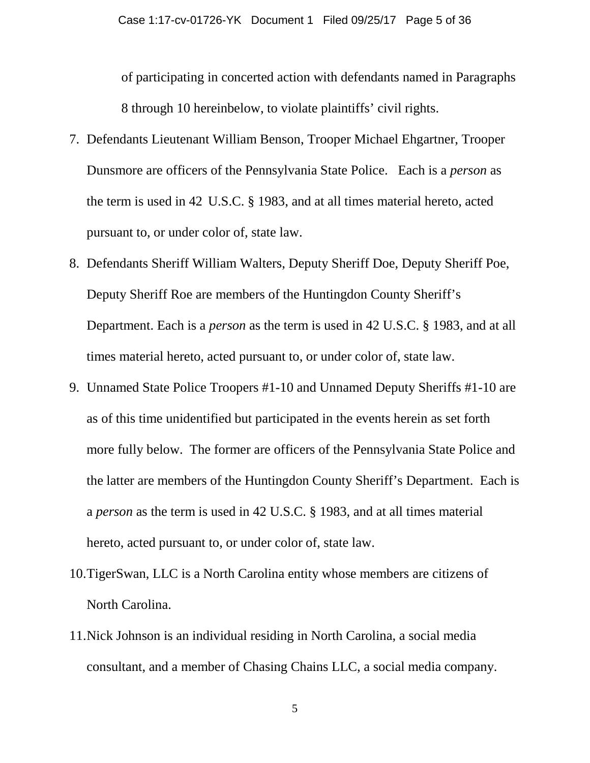of participating in concerted action with defendants named in Paragraphs 8 through 10 hereinbelow, to violate plaintiffs' civil rights.

7. Defendants Lieutenant William Benson, Trooper Michael Ehgartner, Trooper Dunsmore are officers of the Pennsylvania State Police. Each is a *person* as the term is used in 42 U.S.C. § 1983, and at all times material hereto, acted pursuant to, or under color of, state law.

8. Defendants Sheriff William Walters, Deputy Sheriff Doe, Deputy Sheriff Poe, Deputy Sheriff Roe are members of the Huntingdon County Sheriff's Department. Each is a *person* as the term is used in 42 U.S.C. § 1983, and at all times material hereto, acted pursuant to, or under color of, state law.

9. Unnamed State Police Troopers #1-10 and Unnamed Deputy Sheriffs #1-10 are as of this time unidentified but participated in the events herein as set forth more fully below. The former are officers of the Pennsylvania State Police and the latter are members of the Huntingdon County Sheriff's Department. Each is a *person* as the term is used in 42 U.S.C. § 1983, and at all times material hereto, acted pursuant to, or under color of, state law.

10. TigerSwan, LLC is a North Carolina entity whose members are citizens of North Carolina.

11. Nick Johnson is an individual residing in North Carolina, a social media consultant, and a member of Chasing Chains LLC, a social media company.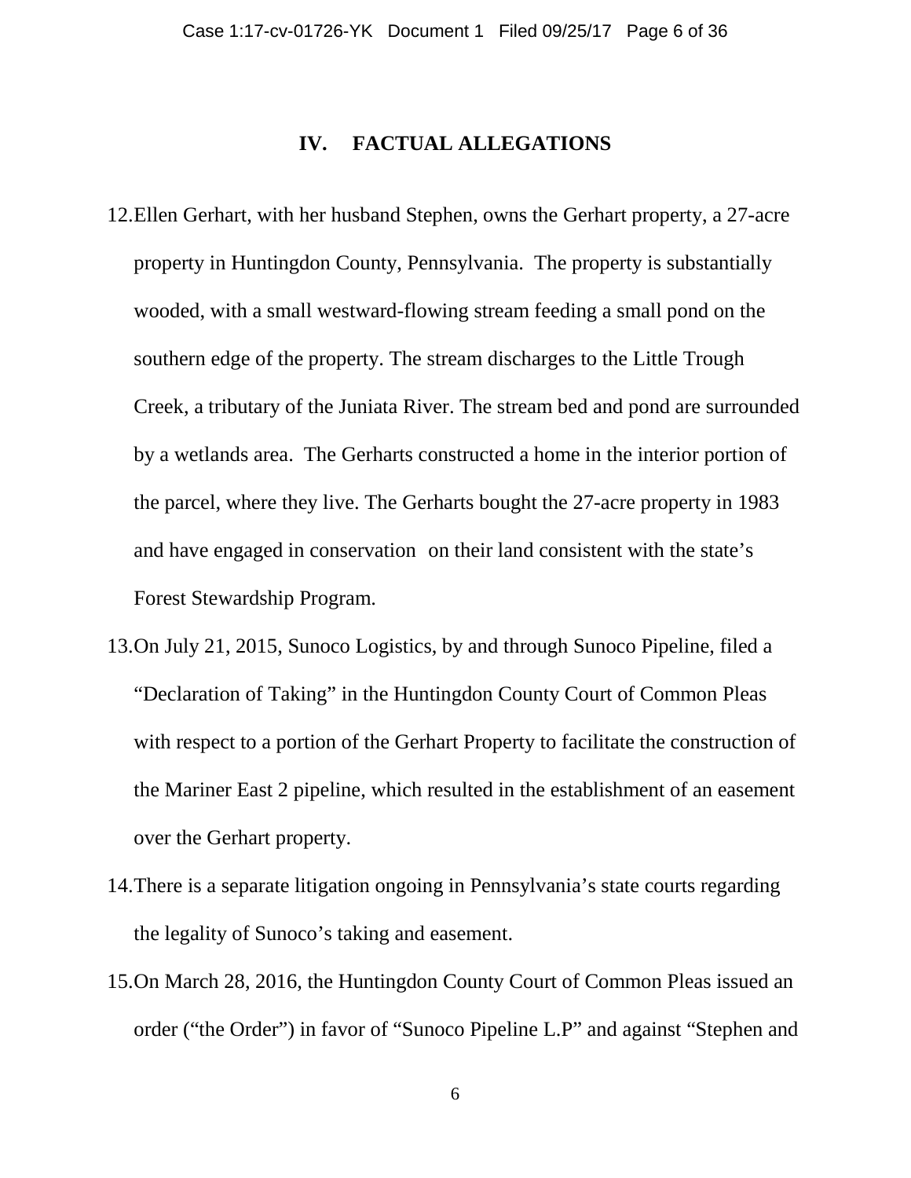## IV. FACTUAL ALLEGATIONS

12. Ellen Gerhart, with her husband Stephen, owns the Gerhart property, a 27-acre property in Huntingdon County, Pennsylvania. The property is substantially wooded, with a small westward-flowing stream feeding a small pond on the southern edge of the property. The stream discharges to the Little Trough Creek, a tributary of the Juniata River. The stream bed and pond are surrounded by a wetlands area. The Gerharts constructed a home in the interior portion of the parcel, where they live. The Gerharts bought the 27-acre property in 1983 and have engaged in conservation on their land consistent with the state's Forest Stewardship Program.

13. On July 21, 2015, Sunoco Logistics, by and through Sunoco Pipeline, filed a "Declaration of Taking" in the Huntingdon County Court of Common Pleas with respect to a portion of the Gerhart Property to facilitate the construction of the Mariner East 2 pipeline, which resulted in the establishment of an easement over the Gerhart property.

14. There is a separate litigation ongoing in Pennsylvania's state courts regarding the legality of Sunoco's taking and easement.

15. On March 28, 2016, the Huntingdon County Court of Common Pleas issued an order ("the Order") in favor of "Sunoco Pipeline L.P" and against "Stephen and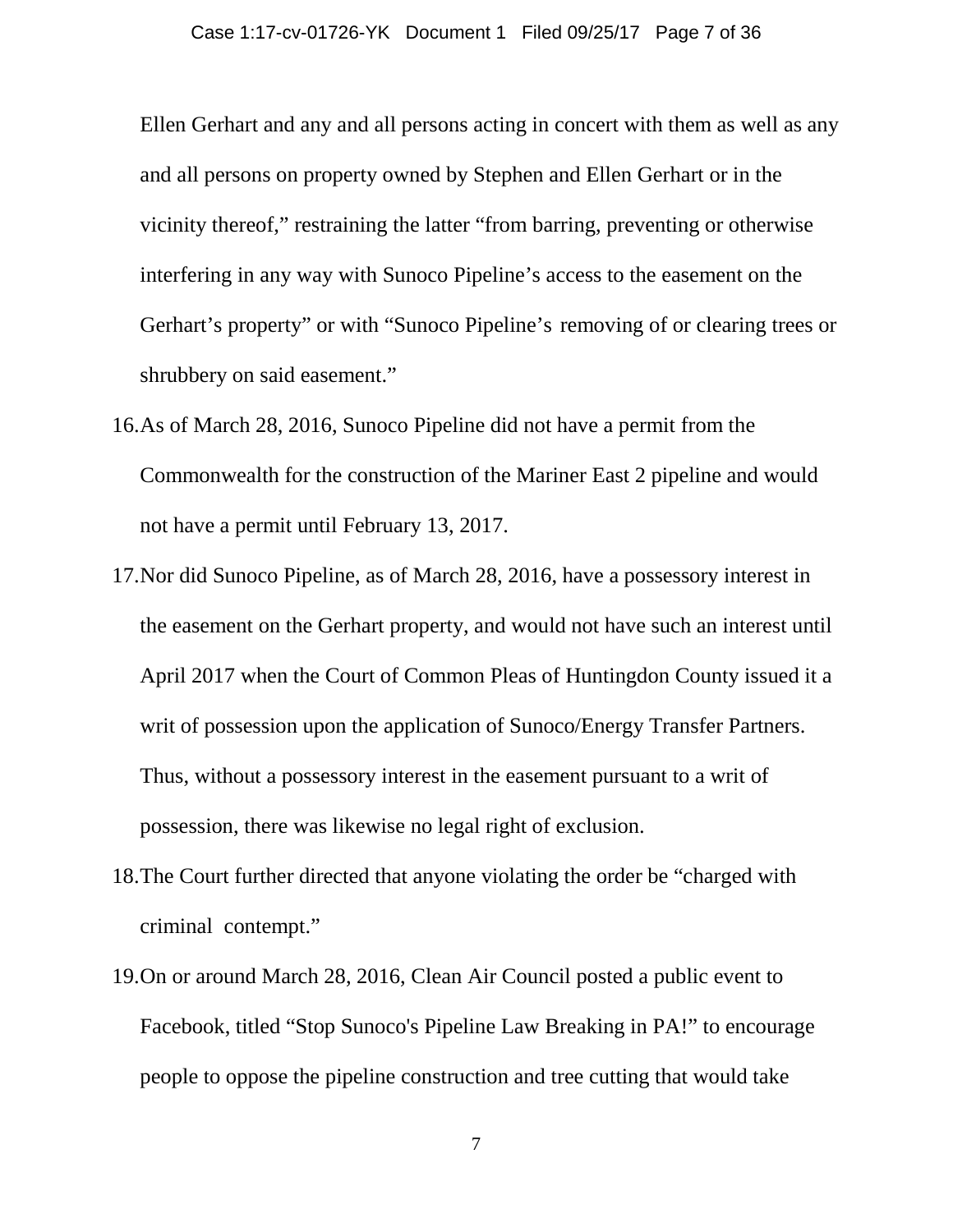Ellen Gerhart and any and all persons acting in concert with them as well as any and all persons on property owned by Stephen and Ellen Gerhart or in the vicinity thereof," restraining the latter "from barring, preventing or otherwise interfering in any way with Sunoco Pipeline's access to the easement on the Gerhart's property" or with "Sunoco Pipeline's removing of or clearing trees or shrubbery on said easement."

16. As of March 28, 2016, Sunoco Pipeline did not have a permit from the Commonwealth for the construction of the Mariner East 2 pipeline and would not have a permit until February 13, 2017.

17. Nor did Sunoco Pipeline, as of March 28, 2016, have a possessory interest in the easement on the Gerhart property, and would not have such an interest until April 2017 when the Court of Common Pleas of Huntingdon County issued it a writ of possession upon the application of Sunoco/Energy Transfer Partners. Thus, without a possessory interest in the easement pursuant to a writ of possession, there was likewise no legal right of exclusion.

18. The Court further directed that anyone violating the order be "charged with criminal contempt."

19. On or around March 28, 2016, Clean Air Council posted a public event to Facebook, titled "Stop Sunoco's Pipeline Law Breaking in PA!" to encourage people to oppose the pipeline construction and tree cutting that would take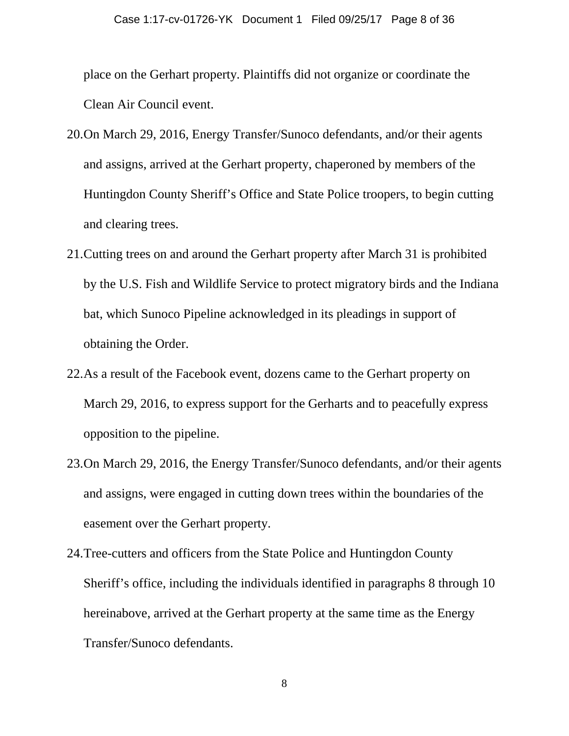place on the Gerhart property. Plaintiffs did not organize or coordinate the Clean Air Council event.

20. On March 29, 2016, Energy Transfer/Sunoco defendants, and/or their agents and assigns, arrived at the Gerhart property, chaperoned by members of the Huntingdon County Sheriff's Office and State Police troopers, to begin cutting and clearing trees.

21. Cutting trees on and around the Gerhart property after March 31 is prohibited by the U.S. Fish and Wildlife Service to protect migratory birds and the Indiana bat, which Sunoco Pipeline acknowledged in its pleadings in support of obtaining the Order.

22. As a result of the Facebook event, dozens came to the Gerhart property on March 29, 2016, to express support for the Gerharts and to peacefully express opposition to the pipeline.

23. On March 29, 2016, the Energy Transfer/Sunoco defendants, and/or their agents and assigns, were engaged in cutting down trees within the boundaries of the easement over the Gerhart property.

24. Tree-cutters and officers from the State Police and Huntingdon County Sheriff's office, including the individuals identified in paragraphs 8 through 10 hereinabove, arrived at the Gerhart property at the same time as the Energy Transfer/Sunoco defendants.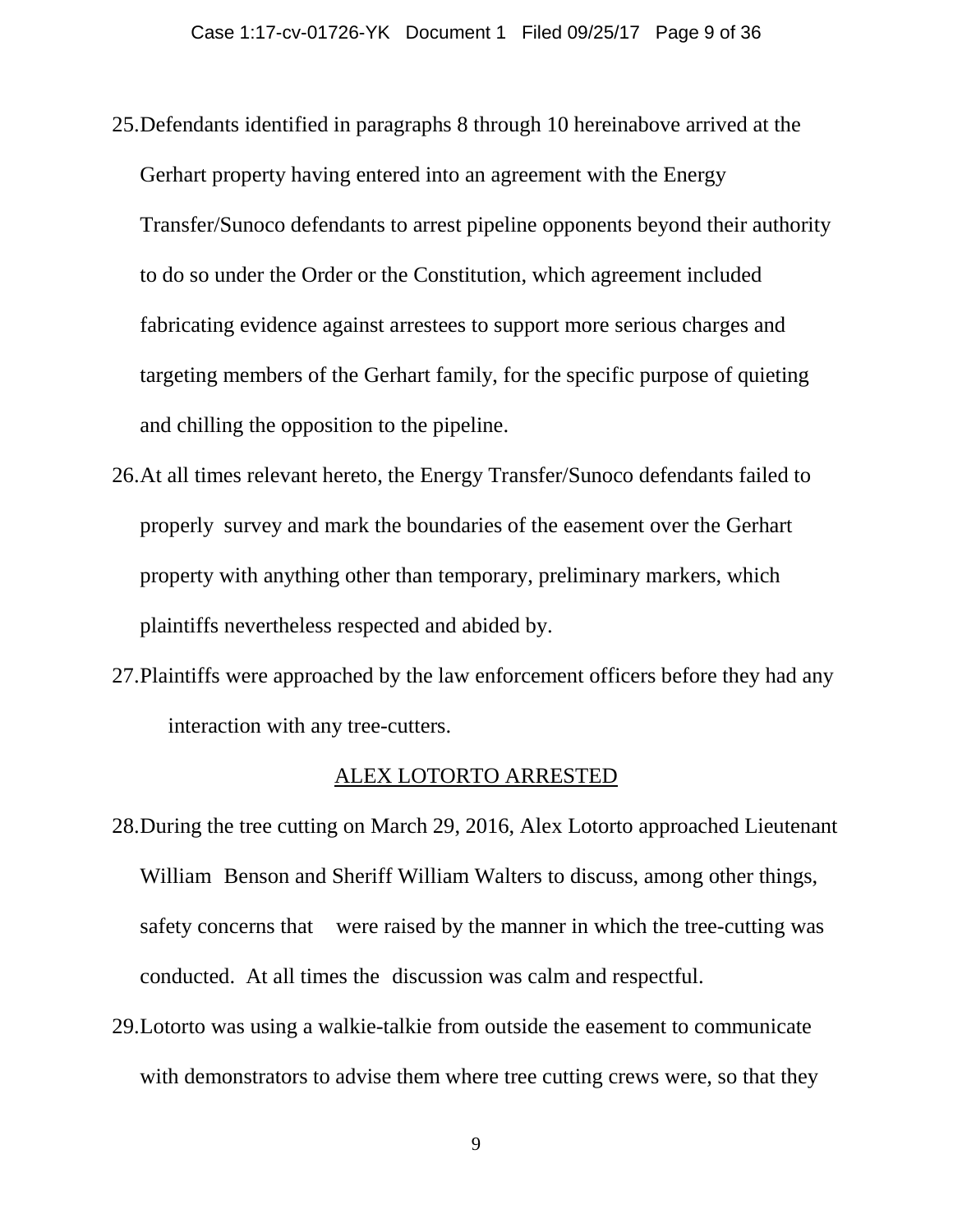25. Defendants identified in paragraphs 8 through 10 hereinabove arrived at the Gerhart property having entered into an agreement with the Energy Transfer/Sunoco defendants to arrest pipeline opponents beyond their authority to do so under the Order or the Constitution, which agreement included fabricating evidence against arrestees to support more serious charges and targeting members of the Gerhart family, for the specific purpose of quieting and chilling the opposition to the pipeline.

26. At all times relevant hereto, the Energy Transfer/Sunoco defendants failed to properly survey and mark the boundaries of the easement over the Gerhart property with anything other than temporary, preliminary markers, which plaintiffs nevertheless respected and abided by.

27. Plaintiffs were approached by the law enforcement officers before they had any interaction with any tree-cutters.

<u>ALEX LOTORTO ARRESTED</u>

28. During the tree cutting on March 29, 2016, Alex Lotorto approached Lieutenant William Benson and Sheriff William Walters to discuss, among other things, safety concerns that were raised by the manner in which the tree-cutting was conducted. At all times the discussion was calm and respectful.

29. Lotorto was using a walkie-talkie from outside the easement to communicate with demonstrators to advise them where tree cutting crews were, so that they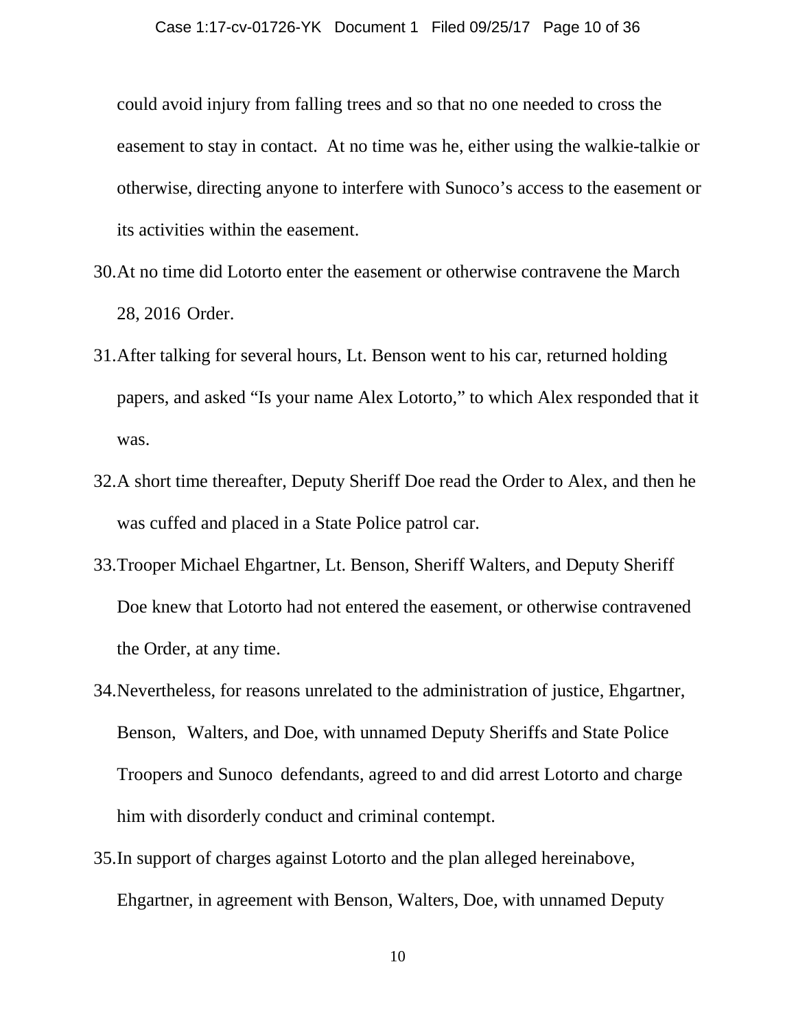could avoid injury from falling trees and so that no one needed to cross the easement to stay in contact. At no time was he, either using the walkie-talkie or otherwise, directing anyone to interfere with Sunoco's access to the easement or its activities within the easement.

30. At no time did Lotorto enter the easement or otherwise contravene the March 28, 2016 Order.

31. After talking for several hours, Lt. Benson went to his car, returned holding papers, and asked "Is your name Alex Lotorto," to which Alex responded that it was.

32. A short time thereafter, Deputy Sheriff Doe read the Order to Alex, and then he was cuffed and placed in a State Police patrol car.

33. Trooper Michael Ehgartner, Lt. Benson, Sheriff Walters, and Deputy Sheriff Doe knew that Lotorto had not entered the easement, or otherwise contravened the Order, at any time.

34. Nevertheless, for reasons unrelated to the administration of justice, Ehgartner, Benson, Walters, and Doe, with unnamed Deputy Sheriffs and State Police Troopers and Sunoco defendants, agreed to and did arrest Lotorto and charge him with disorderly conduct and criminal contempt.

35. In support of charges against Lotorto and the plan alleged hereinabove, Ehgartner, in agreement with Benson, Walters, Doe, with unnamed Deputy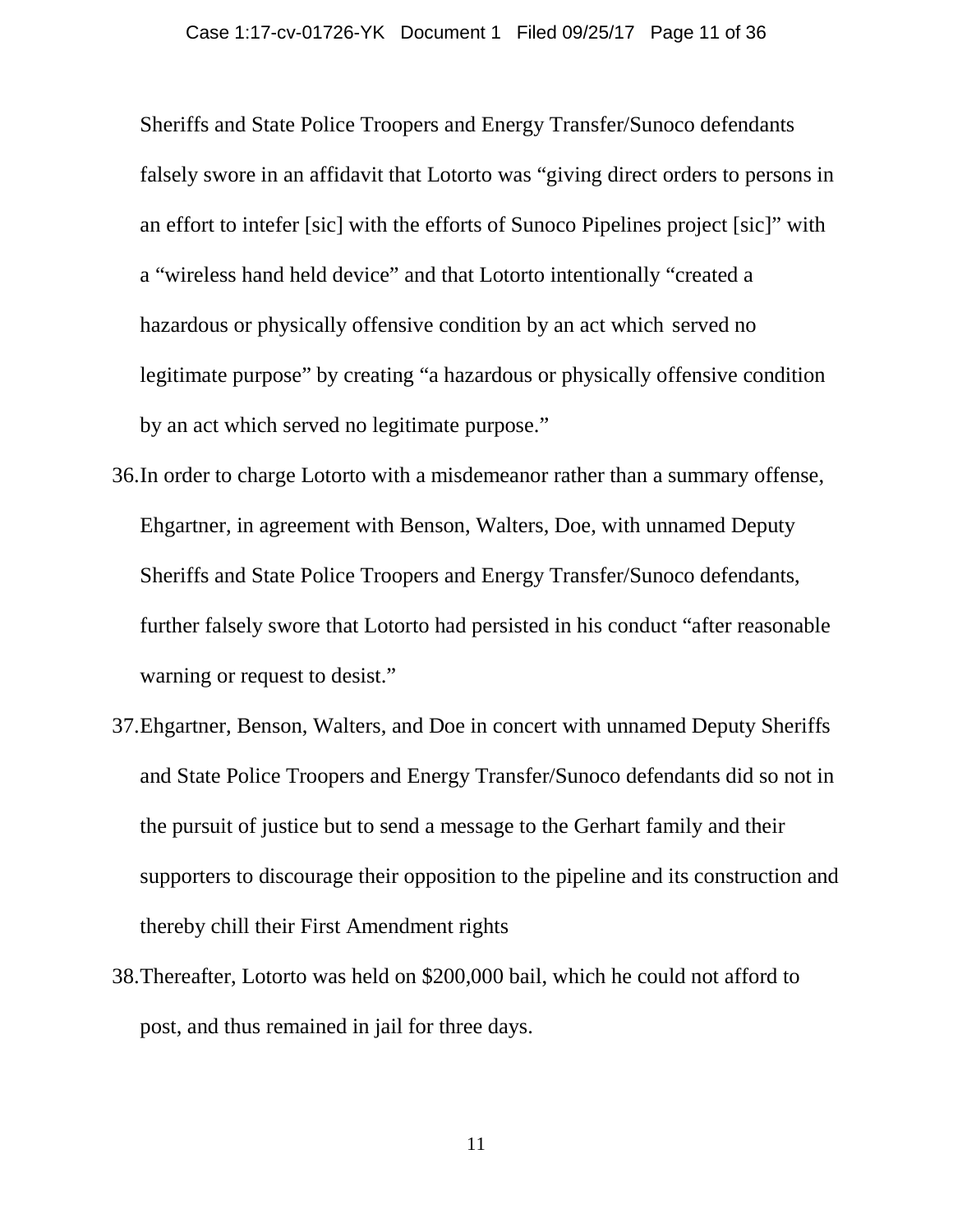Sheriffs and State Police Troopers and Energy Transfer/Sunoco defendants falsely swore in an affidavit that Lotorto was "giving direct orders to persons in an effort to intefer [sic] with the efforts of Sunoco Pipelines project [sic]" with a "wireless hand held device" and that Lotorto intentionally "created a hazardous or physically offensive condition by an act which served no legitimate purpose" by creating "a hazardous or physically offensive condition by an act which served no legitimate purpose."

36. In order to charge Lotorto with a misdemeanor rather than a summary offense, Ehgartner, in agreement with Benson, Walters, Doe, with unnamed Deputy Sheriffs and State Police Troopers and Energy Transfer/Sunoco defendants, further falsely swore that Lotorto had persisted in his conduct "after reasonable warning or request to desist."

37. Ehgartner, Benson, Walters, and Doe in concert with unnamed Deputy Sheriffs and State Police Troopers and Energy Transfer/Sunoco defendants did so not in the pursuit of justice but to send a message to the Gerhart family and their supporters to discourage their opposition to the pipeline and its construction and thereby chill their First Amendment rights

38. Thereafter, Lotorto was held on $200,000 bail, which he could not afford to post, and thus remained in jail for three days.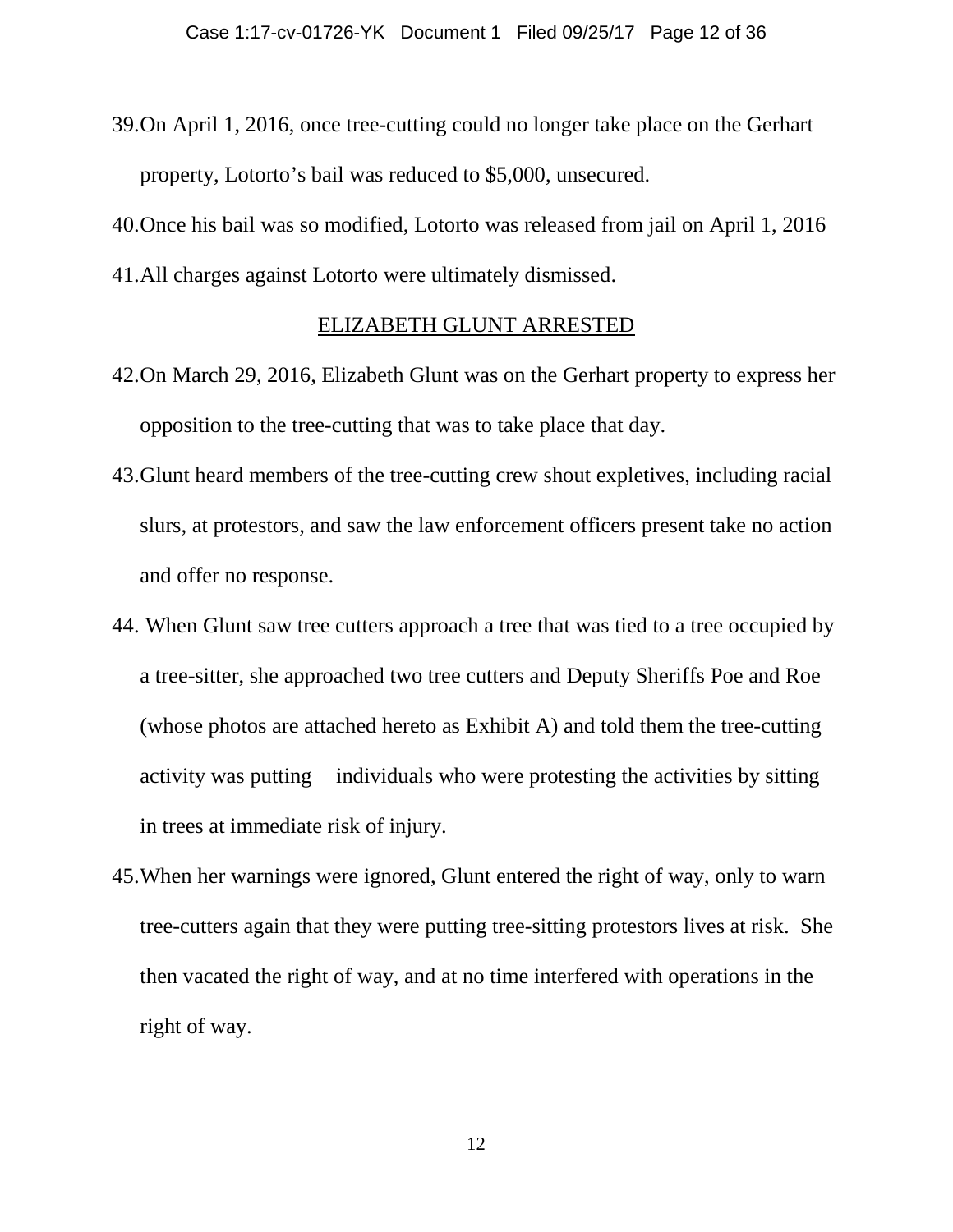39. On April 1, 2016, once tree-cutting could no longer take place on the Gerhart property, Lotorto's bail was reduced to $5,000, unsecured.
40. Once his bail was so modified, Lotorto was released from jail on April 1, 2016
41. All charges against Lotorto were ultimately dismissed.

<u>ELIZABETH GLUNT ARRESTED</u>

42. On March 29, 2016, Elizabeth Glunt was on the Gerhart property to express her opposition to the tree-cutting that was to take place that day.
43. Glunt heard members of the tree-cutting crew shout expletives, including racial slurs, at protestors, and saw the law enforcement officers present take no action and offer no response.
44. When Glunt saw tree cutters approach a tree that was tied to a tree occupied by a tree-sitter, she approached two tree cutters and Deputy Sheriffs Poe and Roe (whose photos are attached hereto as Exhibit A) and told them the tree-cutting activity was putting individuals who were protesting the activities by sitting in trees at immediate risk of injury.
45. When her warnings were ignored, Glunt entered the right of way, only to warn tree-cutters again that they were putting tree-sitting protestors lives at risk. She then vacated the right of way, and at no time interfered with operations in the right of way.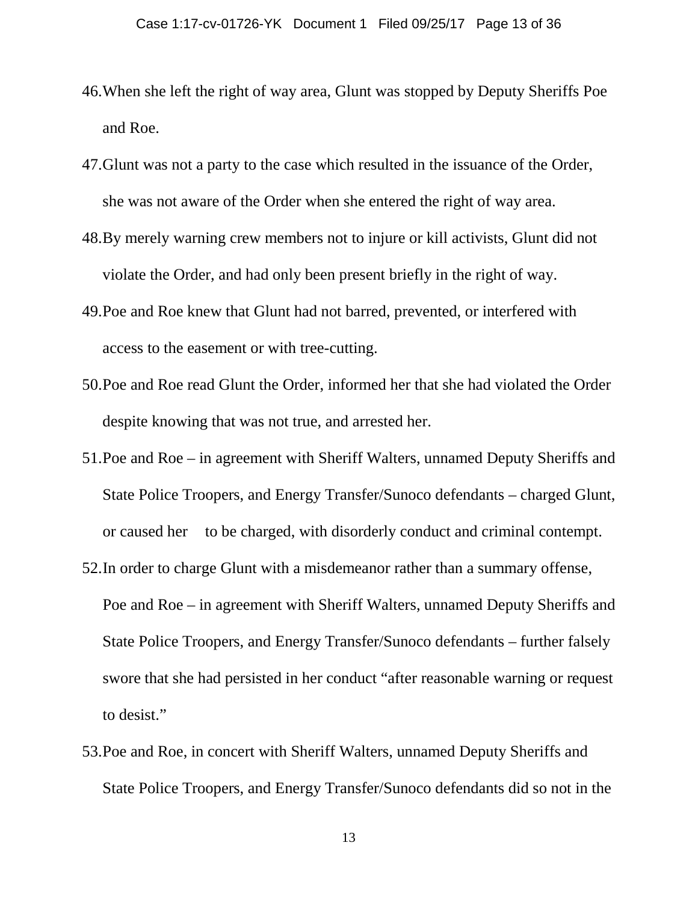46. When she left the right of way area, Glunt was stopped by Deputy Sheriffs Poe and Roe.

47. Glunt was not a party to the case which resulted in the issuance of the Order, she was not aware of the Order when she entered the right of way area.

48. By merely warning crew members not to injure or kill activists, Glunt did not violate the Order, and had only been present briefly in the right of way.

49. Poe and Roe knew that Glunt had not barred, prevented, or interfered with access to the easement or with tree-cutting.

50. Poe and Roe read Glunt the Order, informed her that she had violated the Order despite knowing that was not true, and arrested her.

51. Poe and Roe – in agreement with Sheriff Walters, unnamed Deputy Sheriffs and State Police Troopers, and Energy Transfer/Sunoco defendants – charged Glunt, or caused her to be charged, with disorderly conduct and criminal contempt.

52. In order to charge Glunt with a misdemeanor rather than a summary offense, Poe and Roe – in agreement with Sheriff Walters, unnamed Deputy Sheriffs and State Police Troopers, and Energy Transfer/Sunoco defendants – further falsely swore that she had persisted in her conduct "after reasonable warning or request to desist."

53. Poe and Roe, in concert with Sheriff Walters, unnamed Deputy Sheriffs and State Police Troopers, and Energy Transfer/Sunoco defendants did so not in the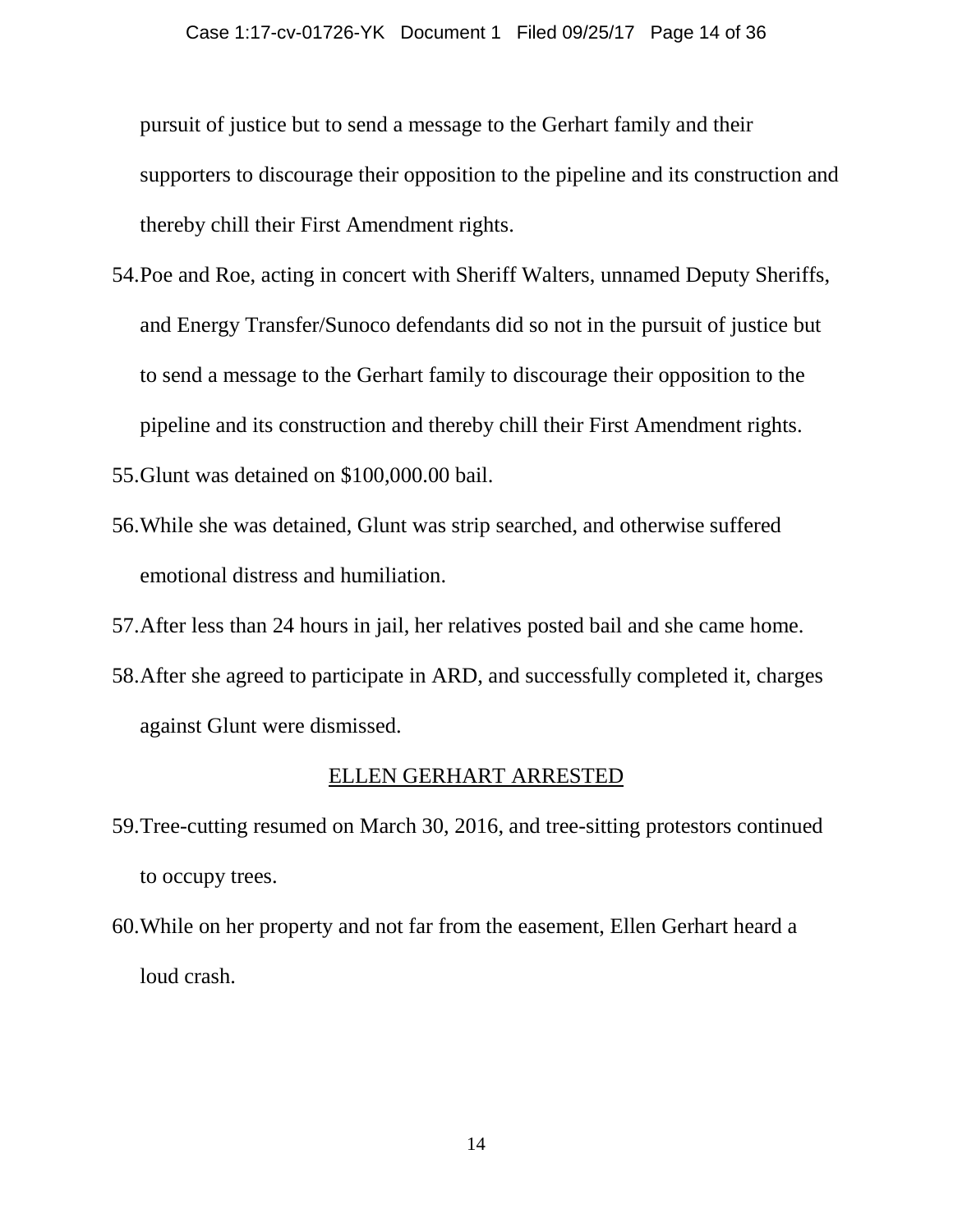pursuit of justice but to send a message to the Gerhart family and their supporters to discourage their opposition to the pipeline and its construction and thereby chill their First Amendment rights.

54. Poe and Roe, acting in concert with Sheriff Walters, unnamed Deputy Sheriffs, and Energy Transfer/Sunoco defendants did so not in the pursuit of justice but to send a message to the Gerhart family to discourage their opposition to the pipeline and its construction and thereby chill their First Amendment rights.

55. Glunt was detained on $100,000.00 bail.

56. While she was detained, Glunt was strip searched, and otherwise suffered emotional distress and humiliation.

57. After less than 24 hours in jail, her relatives posted bail and she came home.

58. After she agreed to participate in ARD, and successfully completed it, charges against Glunt were dismissed.

## ELLEN GERHART ARRESTED

59. Tree-cutting resumed on March 30, 2016, and tree-sitting protestors continued to occupy trees.

60. While on her property and not far from the easement, Ellen Gerhart heard a loud crash.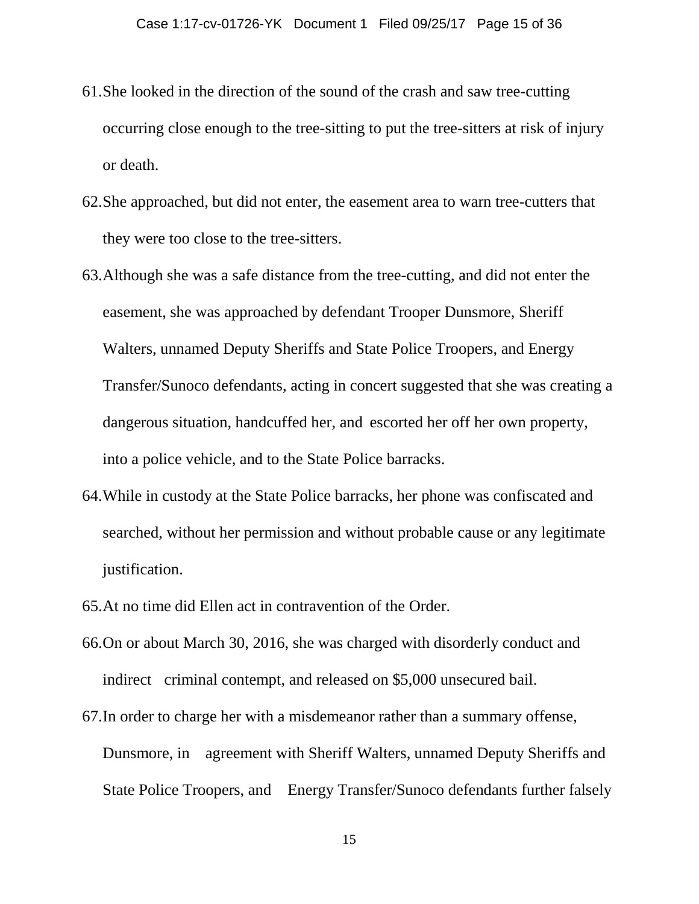61. She looked in the direction of the sound of the crash and saw tree-cutting occurring close enough to the tree-sitting to put the tree-sitters at risk of injury or death.

62. She approached, but did not enter, the easement area to warn tree-cutters that they were too close to the tree-sitters.

63. Although she was a safe distance from the tree-cutting, and did not enter the easement, she was approached by defendant Trooper Dunsmore, Sheriff Walters, unnamed Deputy Sheriffs and State Police Troopers, and Energy Transfer/Sunoco defendants, acting in concert suggested that she was creating a dangerous situation, handcuffed her, and escorted her off her own property, into a police vehicle, and to the State Police barracks.

64. While in custody at the State Police barracks, her phone was confiscated and searched, without her permission and without probable cause or any legitimate justification.

65. At no time did Ellen act in contravention of the Order.

66. On or about March 30, 2016, she was charged with disorderly conduct and indirect criminal contempt, and released on $5,000 unsecured bail.

67. In order to charge her with a misdemeanor rather than a summary offense, Dunsmore, in agreement with Sheriff Walters, unnamed Deputy Sheriffs and State Police Troopers, and Energy Transfer/Sunoco defendants further falsely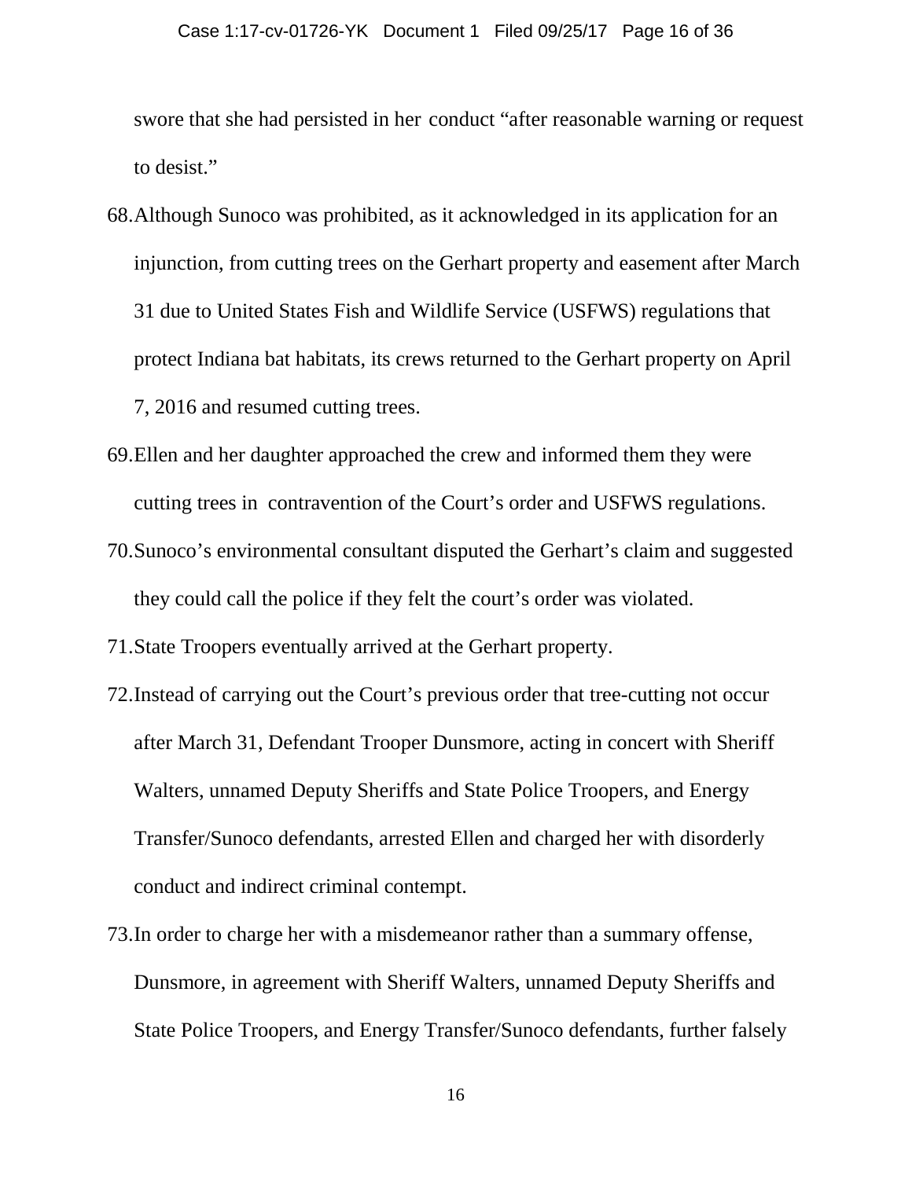swore that she had persisted in her conduct "after reasonable warning or request to desist."

68. Although Sunoco was prohibited, as it acknowledged in its application for an injunction, from cutting trees on the Gerhart property and easement after March 31 due to United States Fish and Wildlife Service (USFWS) regulations that protect Indiana bat habitats, its crews returned to the Gerhart property on April 7, 2016 and resumed cutting trees.

69. Ellen and her daughter approached the crew and informed them they were cutting trees in contravention of the Court's order and USFWS regulations.

70. Sunoco's environmental consultant disputed the Gerhart's claim and suggested they could call the police if they felt the court's order was violated.

71. State Troopers eventually arrived at the Gerhart property.

72. Instead of carrying out the Court's previous order that tree-cutting not occur after March 31, Defendant Trooper Dunsmore, acting in concert with Sheriff Walters, unnamed Deputy Sheriffs and State Police Troopers, and Energy Transfer/Sunoco defendants, arrested Ellen and charged her with disorderly conduct and indirect criminal contempt.

73. In order to charge her with a misdemeanor rather than a summary offense, Dunsmore, in agreement with Sheriff Walters, unnamed Deputy Sheriffs and State Police Troopers, and Energy Transfer/Sunoco defendants, further falsely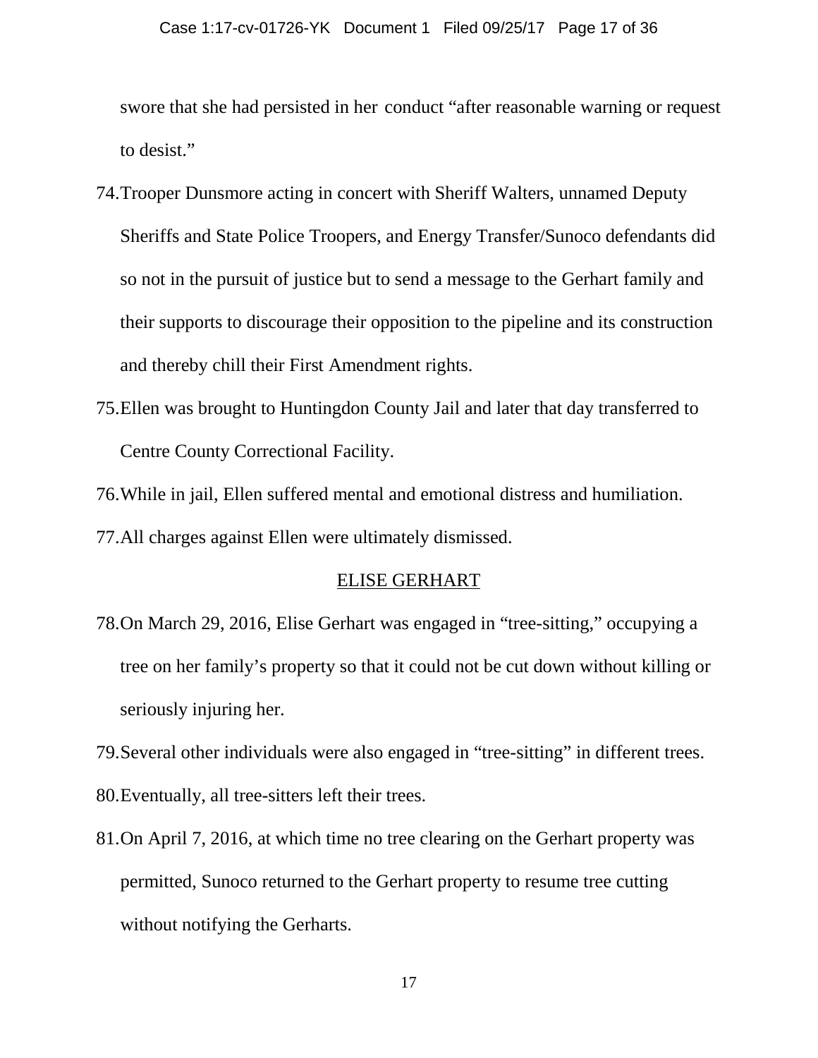swore that she had persisted in her conduct "after reasonable warning or request to desist."

74. Trooper Dunsmore acting in concert with Sheriff Walters, unnamed Deputy Sheriffs and State Police Troopers, and Energy Transfer/Sunoco defendants did so not in the pursuit of justice but to send a message to the Gerhart family and their supports to discourage their opposition to the pipeline and its construction and thereby chill their First Amendment rights.

75. Ellen was brought to Huntingdon County Jail and later that day transferred to Centre County Correctional Facility.

76. While in jail, Ellen suffered mental and emotional distress and humiliation.

77. All charges against Ellen were ultimately dismissed.

<u>ELISE GERHART</u>

78. On March 29, 2016, Elise Gerhart was engaged in "tree-sitting," occupying a tree on her family's property so that it could not be cut down without killing or seriously injuring her.

79. Several other individuals were also engaged in "tree-sitting" in different trees.

80. Eventually, all tree-sitters left their trees.

81. On April 7, 2016, at which time no tree clearing on the Gerhart property was permitted, Sunoco returned to the Gerhart property to resume tree cutting without notifying the Gerharts.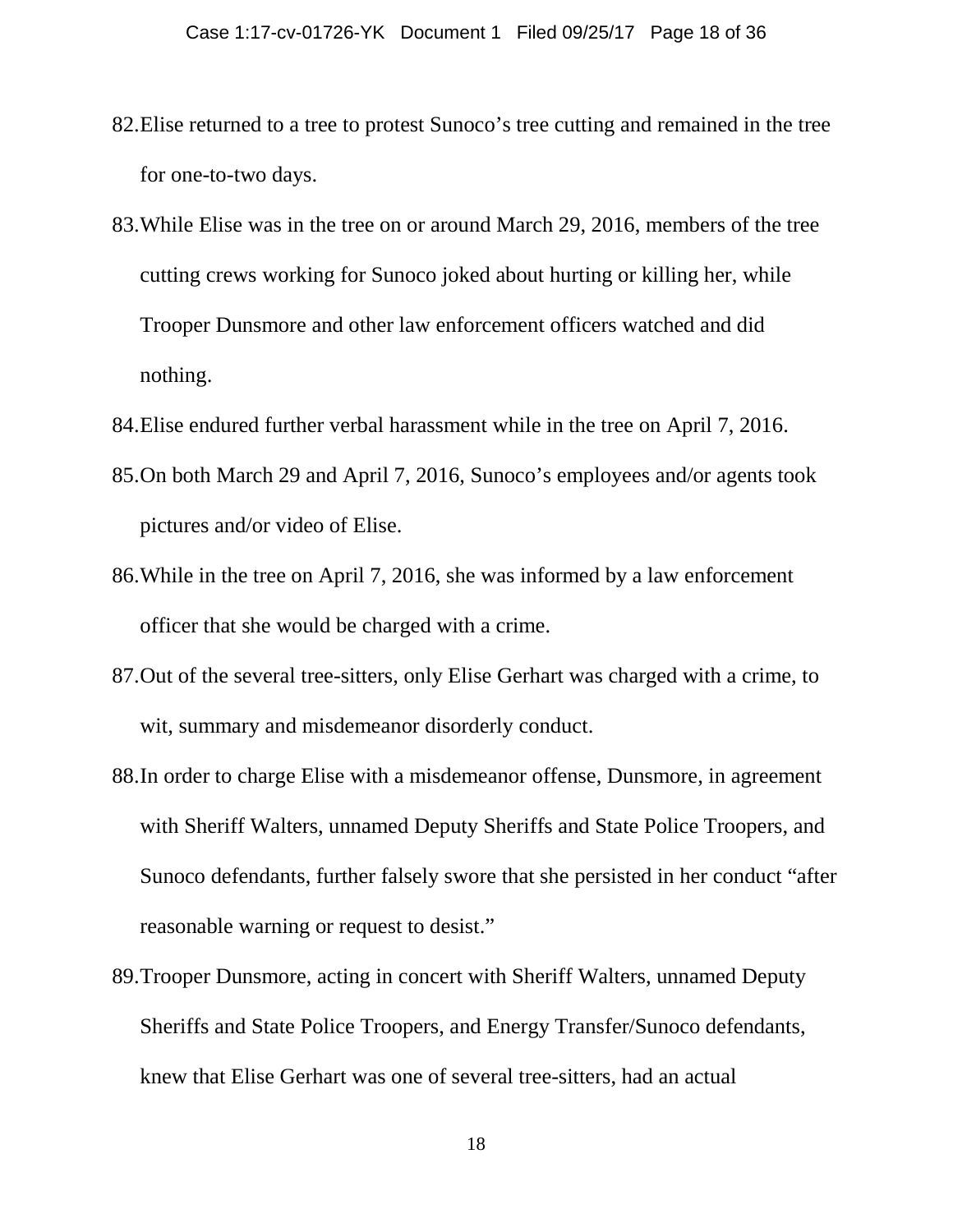82. Elise returned to a tree to protest Sunoco's tree cutting and remained in the tree for one-to-two days.

83. While Elise was in the tree on or around March 29, 2016, members of the tree cutting crews working for Sunoco joked about hurting or killing her, while Trooper Dunsmore and other law enforcement officers watched and did nothing.

84. Elise endured further verbal harassment while in the tree on April 7, 2016.

85. On both March 29 and April 7, 2016, Sunoco's employees and/or agents took pictures and/or video of Elise.

86. While in the tree on April 7, 2016, she was informed by a law enforcement officer that she would be charged with a crime.

87. Out of the several tree-sitters, only Elise Gerhart was charged with a crime, to wit, summary and misdemeanor disorderly conduct.

88. In order to charge Elise with a misdemeanor offense, Dunsmore, in agreement with Sheriff Walters, unnamed Deputy Sheriffs and State Police Troopers, and Sunoco defendants, further falsely swore that she persisted in her conduct "after reasonable warning or request to desist."

89. Trooper Dunsmore, acting in concert with Sheriff Walters, unnamed Deputy Sheriffs and State Police Troopers, and Energy Transfer/Sunoco defendants, knew that Elise Gerhart was one of several tree-sitters, had an actual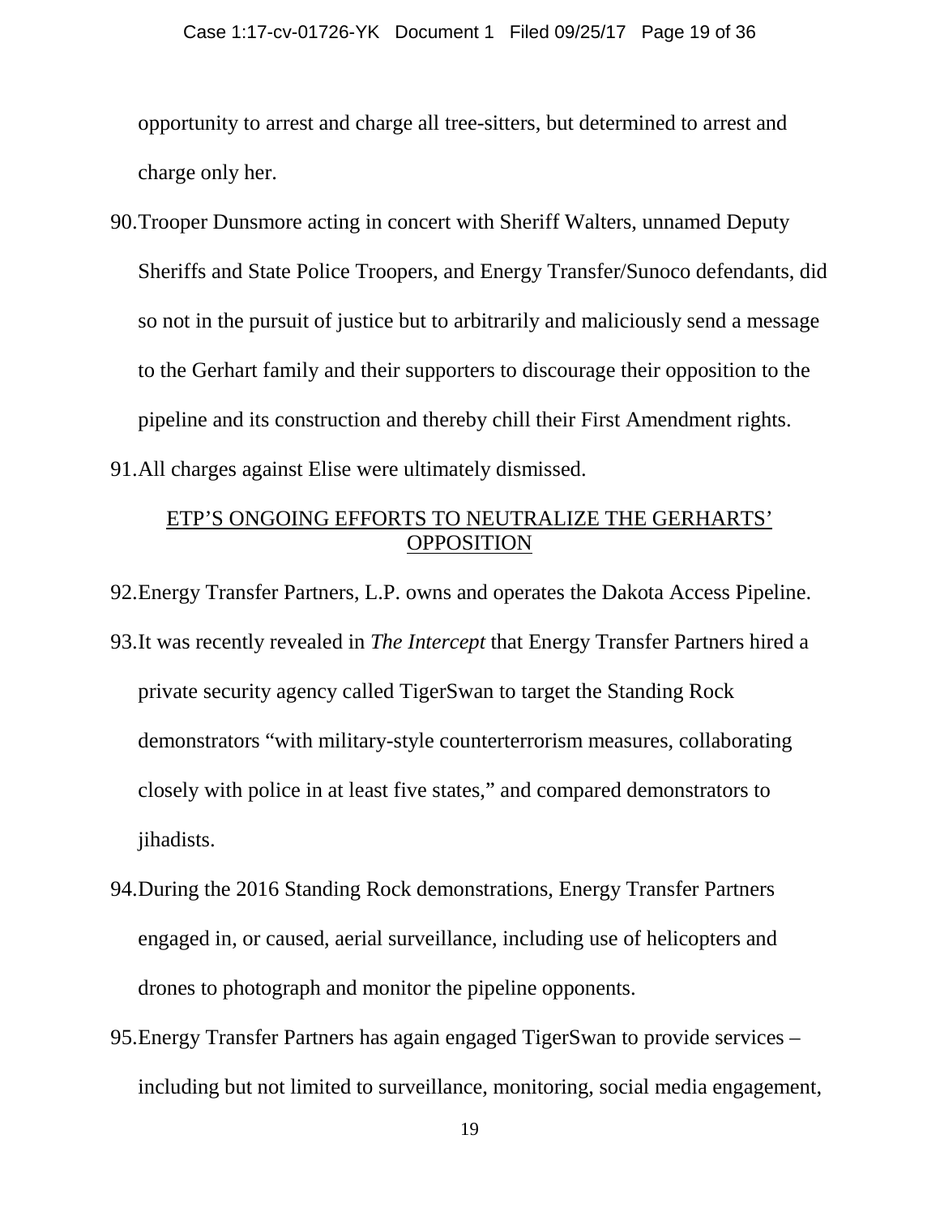opportunity to arrest and charge all tree-sitters, but determined to arrest and charge only her.

90. Trooper Dunsmore acting in concert with Sheriff Walters, unnamed Deputy Sheriffs and State Police Troopers, and Energy Transfer/Sunoco defendants, did so not in the pursuit of justice but to arbitrarily and maliciously send a message to the Gerhart family and their supporters to discourage their opposition to the pipeline and its construction and thereby chill their First Amendment rights.

91. All charges against Elise were ultimately dismissed.

## ETP'S ONGOING EFFORTS TO NEUTRALIZE THE GERHARTS' OPPOSITION

92. Energy Transfer Partners, L.P. owns and operates the Dakota Access Pipeline.

93. It was recently revealed in *The Intercept* that Energy Transfer Partners hired a private security agency called TigerSwan to target the Standing Rock demonstrators "with military-style counterterrorism measures, collaborating closely with police in at least five states," and compared demonstrators to jihadists.

94. During the 2016 Standing Rock demonstrations, Energy Transfer Partners engaged in, or caused, aerial surveillance, including use of helicopters and drones to photograph and monitor the pipeline opponents.

95. Energy Transfer Partners has again engaged TigerSwan to provide services – including but not limited to surveillance, monitoring, social media engagement,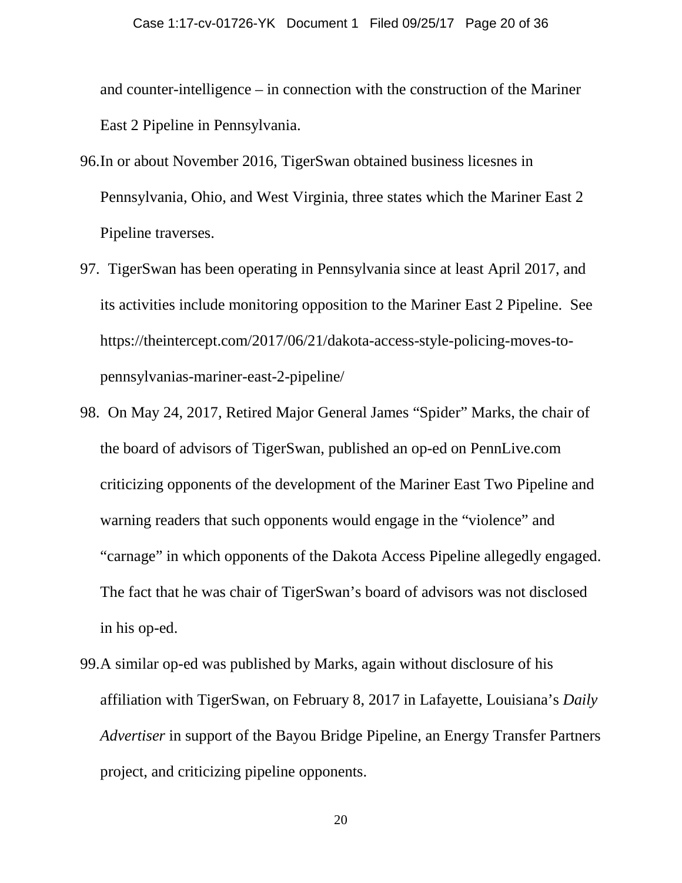and counter-intelligence – in connection with the construction of the Mariner East 2 Pipeline in Pennsylvania.

96. In or about November 2016, TigerSwan obtained business licesnes in Pennsylvania, Ohio, and West Virginia, three states which the Mariner East 2 Pipeline traverses.

97. TigerSwan has been operating in Pennsylvania since at least April 2017, and its activities include monitoring opposition to the Mariner East 2 Pipeline. See https://theintercept.com/2017/06/21/dakota-access-style-policing-moves-to-pennsylvanias-mariner-east-2-pipeline/

98. On May 24, 2017, Retired Major General James "Spider" Marks, the chair of the board of advisors of TigerSwan, published an op-ed on PennLive.com criticizing opponents of the development of the Mariner East Two Pipeline and warning readers that such opponents would engage in the "violence" and "carnage" in which opponents of the Dakota Access Pipeline allegedly engaged. The fact that he was chair of TigerSwan's board of advisors was not disclosed in his op-ed.

99. A similar op-ed was published by Marks, again without disclosure of his affiliation with TigerSwan, on February 8, 2017 in Lafayette, Louisiana's *Daily Advertiser* in support of the Bayou Bridge Pipeline, an Energy Transfer Partners project, and criticizing pipeline opponents.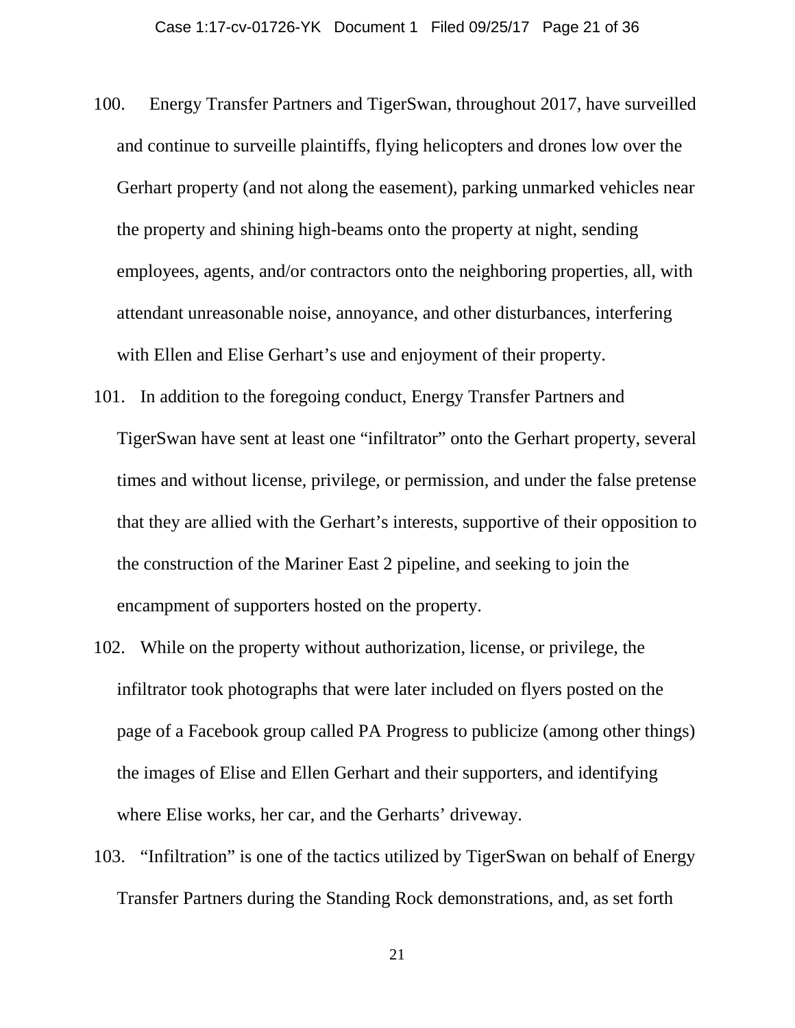100. Energy Transfer Partners and TigerSwan, throughout 2017, have surveilled and continue to surveille plaintiffs, flying helicopters and drones low over the Gerhart property (and not along the easement), parking unmarked vehicles near the property and shining high-beams onto the property at night, sending employees, agents, and/or contractors onto the neighboring properties, all, with attendant unreasonable noise, annoyance, and other disturbances, interfering with Ellen and Elise Gerhart's use and enjoyment of their property.

101. In addition to the foregoing conduct, Energy Transfer Partners and TigerSwan have sent at least one "infiltrator" onto the Gerhart property, several times and without license, privilege, or permission, and under the false pretense that they are allied with the Gerhart's interests, supportive of their opposition to the construction of the Mariner East 2 pipeline, and seeking to join the encampment of supporters hosted on the property.

102. While on the property without authorization, license, or privilege, the infiltrator took photographs that were later included on flyers posted on the page of a Facebook group called PA Progress to publicize (among other things) the images of Elise and Ellen Gerhart and their supporters, and identifying where Elise works, her car, and the Gerharts' driveway.

103. "Infiltration" is one of the tactics utilized by TigerSwan on behalf of Energy Transfer Partners during the Standing Rock demonstrations, and, as set forth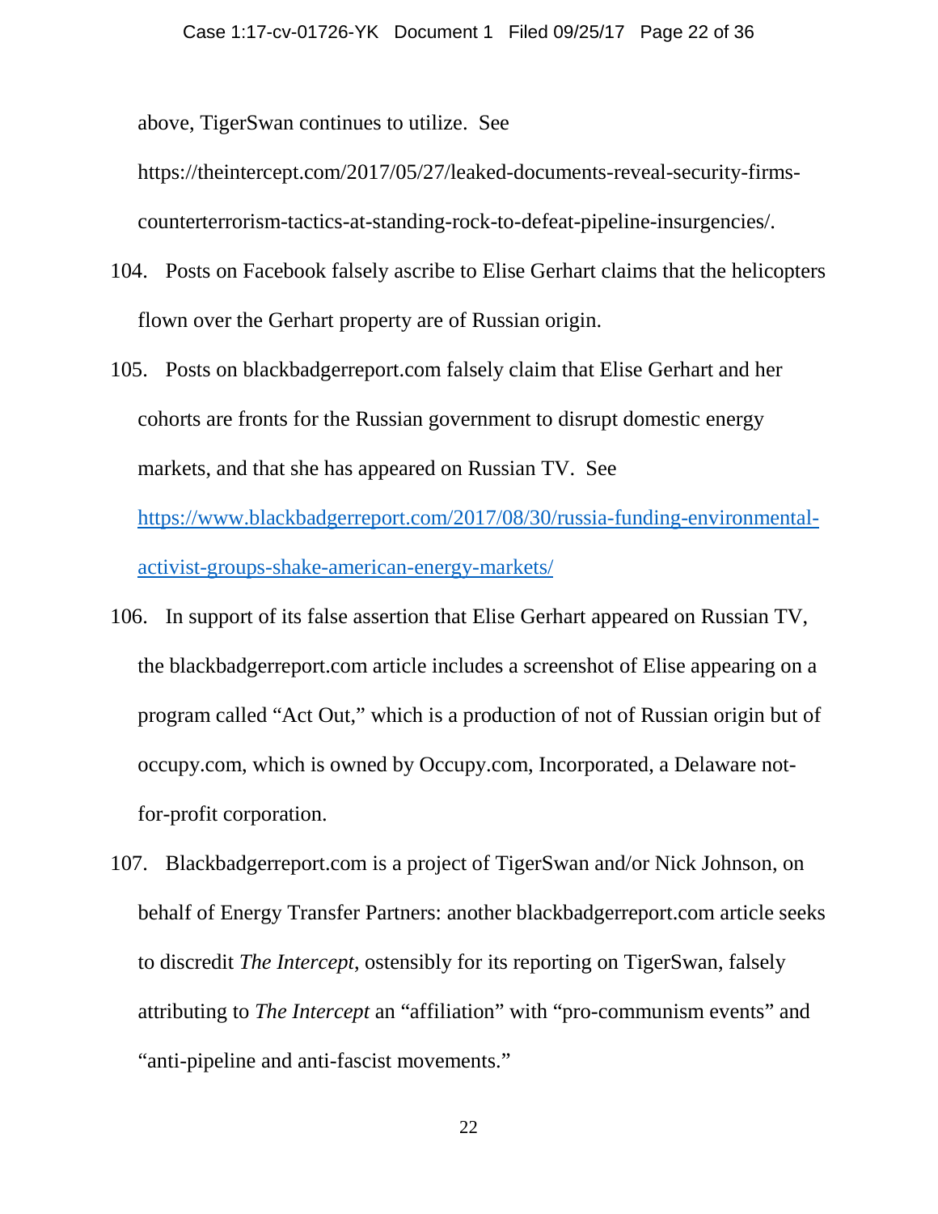above, TigerSwan continues to utilize. See https://theintercept.com/2017/05/27/leaked-documents-reveal-security-firms-counterterrorism-tactics-at-standing-rock-to-defeat-pipeline-insurgencies/.

104. Posts on Facebook falsely ascribe to Elise Gerhart claims that the helicopters flown over the Gerhart property are of Russian origin.

105. Posts on blackbadgerreport.com falsely claim that Elise Gerhart and her cohorts are fronts for the Russian government to disrupt domestic energy markets, and that she has appeared on Russian TV. See https://www.blackbadgerreport.com/2017/08/30/russia-funding-environmental-activist-groups-shake-american-energy-markets/

106. In support of its false assertion that Elise Gerhart appeared on Russian TV, the blackbadgerreport.com article includes a screenshot of Elise appearing on a program called "Act Out," which is a production of not of Russian origin but of occupy.com, which is owned by Occupy.com, Incorporated, a Delaware not-for-profit corporation.

107. Blackbadgerreport.com is a project of TigerSwan and/or Nick Johnson, on behalf of Energy Transfer Partners: another blackbadgerreport.com article seeks to discredit *The Intercept*, ostensibly for its reporting on TigerSwan, falsely attributing to *The Intercept* an "affiliation" with "pro-communism events" and "anti-pipeline and anti-fascist movements."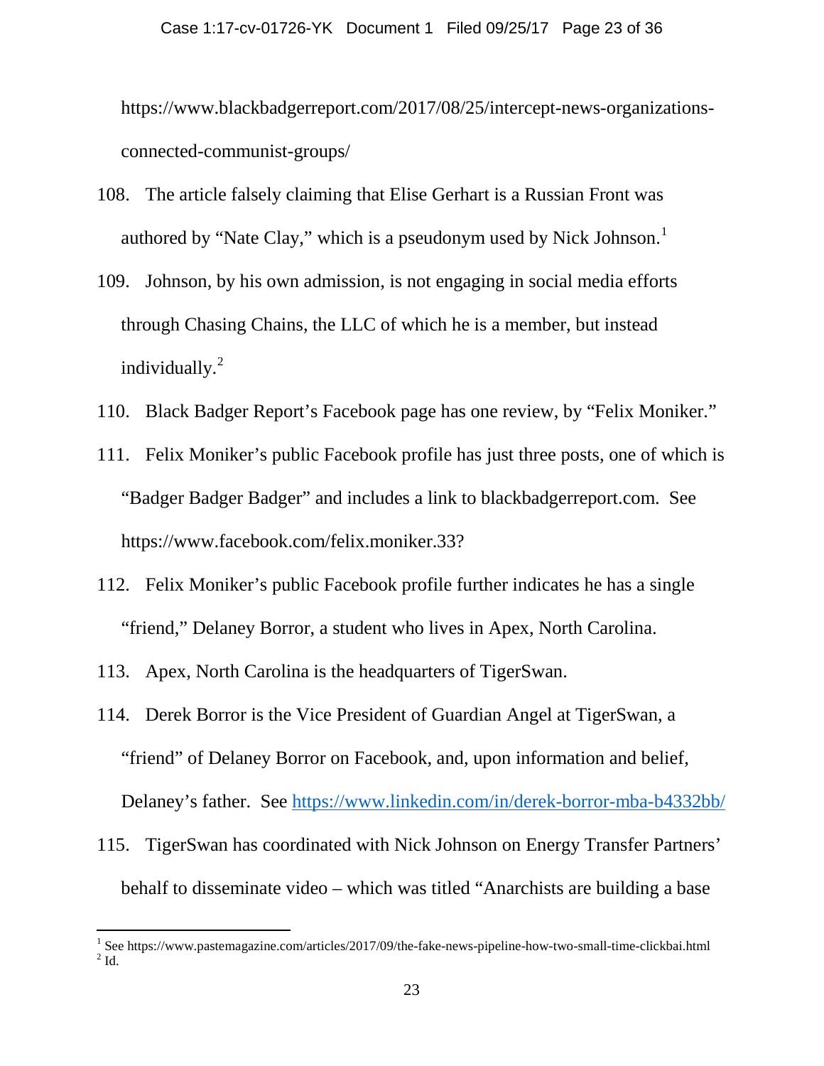https://www.blackbadgerreport.com/2017/08/25/intercept-news-organizations-connected-communist-groups/

108. The article falsely claiming that Elise Gerhart is a Russian Front was authored by "Nate Clay," which is a pseudonym used by Nick Johnson.[1]

109. Johnson, by his own admission, is not engaging in social media efforts through Chasing Chains, the LLC of which he is a member, but instead individually.[2]

110. Black Badger Report's Facebook page has one review, by "Felix Moniker."

111. Felix Moniker's public Facebook profile has just three posts, one of which is "Badger Badger Badger" and includes a link to blackbadgerreport.com. See https://www.facebook.com/felix.moniker.33?

112. Felix Moniker's public Facebook profile further indicates he has a single "friend," Delaney Borror, a student who lives in Apex, North Carolina.

113. Apex, North Carolina is the headquarters of TigerSwan.

114. Derek Borror is the Vice President of Guardian Angel at TigerSwan, a "friend" of Delaney Borror on Facebook, and, upon information and belief, Delaney's father. See https://www.linkedin.com/in/derek-borror-mba-b4332bb/

115. TigerSwan has coordinated with Nick Johnson on Energy Transfer Partners' behalf to disseminate video – which was titled "Anarchists are building a base

---

[1] See https://www.pastemagazine.com/articles/2017/09/the-fake-news-pipeline-how-two-small-time-clickbai.html

[2] Id.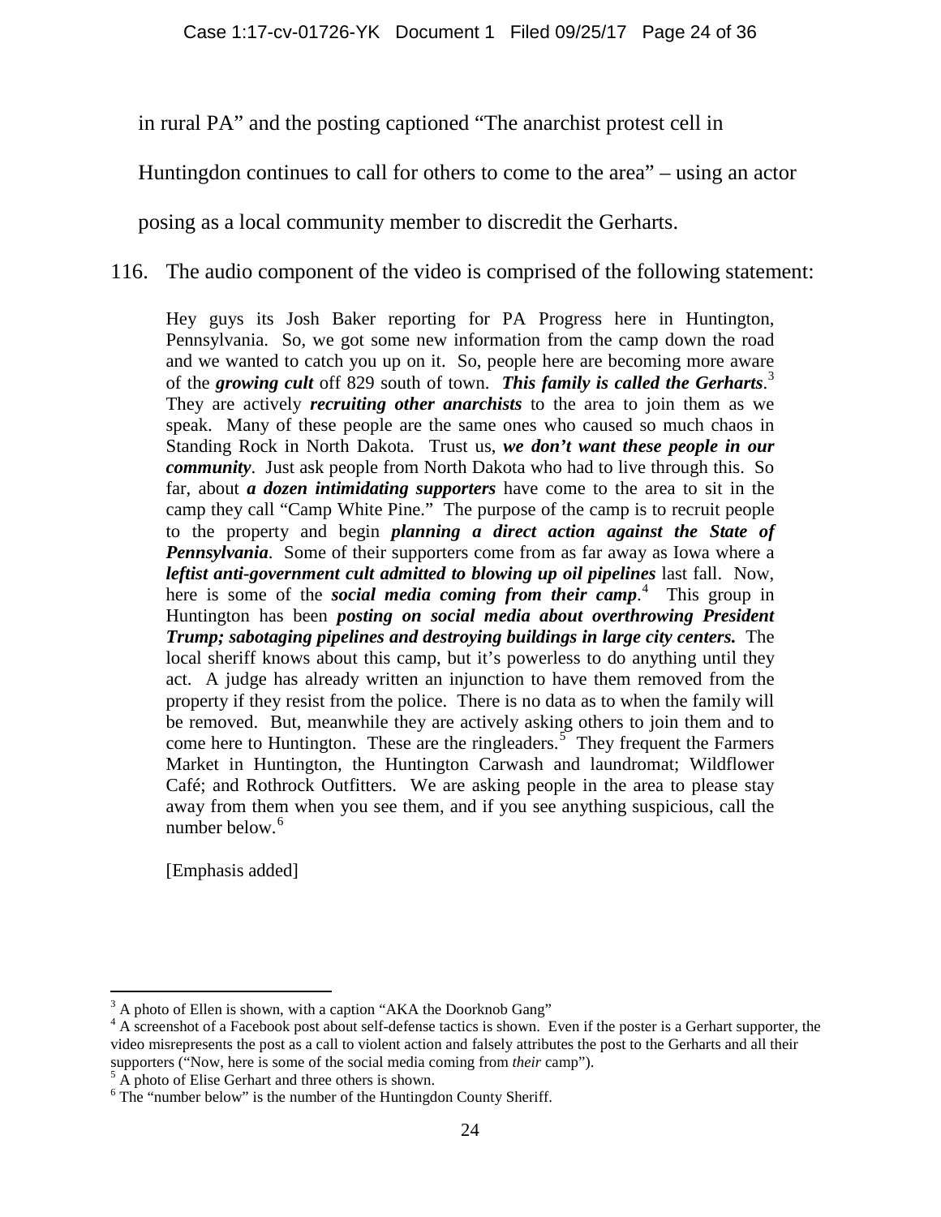in rural PA" and the posting captioned "The anarchist protest cell in Huntingdon continues to call for others to come to the area" – using an actor posing as a local community member to discredit the Gerharts.

116. The audio component of the video is comprised of the following statement:

> Hey guys its Josh Baker reporting for PA Progress here in Huntington, Pennsylvania. So, we got some new information from the camp down the road and we wanted to catch you up on it. So, people here are becoming more aware of the ***growing cult*** off 829 south of town. ***This family is called the Gerharts***.[3] They are actively ***recruiting other anarchists*** to the area to join them as we speak. Many of these people are the same ones who caused so much chaos in Standing Rock in North Dakota. Trust us, ***we don't want these people in our community***. Just ask people from North Dakota who had to live through this. So far, about ***a dozen intimidating supporters*** have come to the area to sit in the camp they call "Camp White Pine." The purpose of the camp is to recruit people to the property and begin ***planning a direct action against the State of Pennsylvania***. Some of their supporters come from as far away as Iowa where a ***leftist anti-government cult admitted to blowing up oil pipelines*** last fall. Now, here is some of the ***social media coming from their camp***.[4] This group in Huntington has been ***posting on social media about overthrowing President Trump; sabotaging pipelines and destroying buildings in large city centers.*** The local sheriff knows about this camp, but it's powerless to do anything until they act. A judge has already written an injunction to have them removed from the property if they resist from the police. There is no data as to when the family will be removed. But, meanwhile they are actively asking others to join them and to come here to Huntington. These are the ringleaders.[5] They frequent the Farmers Market in Huntington, the Huntington Carwash and laundromat; Wildflower Café; and Rothrock Outfitters. We are asking people in the area to please stay away from them when you see them, and if you see anything suspicious, call the number below.[6]
>
> [Emphasis added]

---

[3] A photo of Ellen is shown, with a caption "AKA the Doorknob Gang"

[4] A screenshot of a Facebook post about self-defense tactics is shown. Even if the poster is a Gerhart supporter, the video misrepresents the post as a call to violent action and falsely attributes the post to the Gerharts and all their supporters ("Now, here is some of the social media coming from *their* camp").

[5] A photo of Elise Gerhart and three others is shown.

[6] The "number below" is the number of the Huntingdon County Sheriff.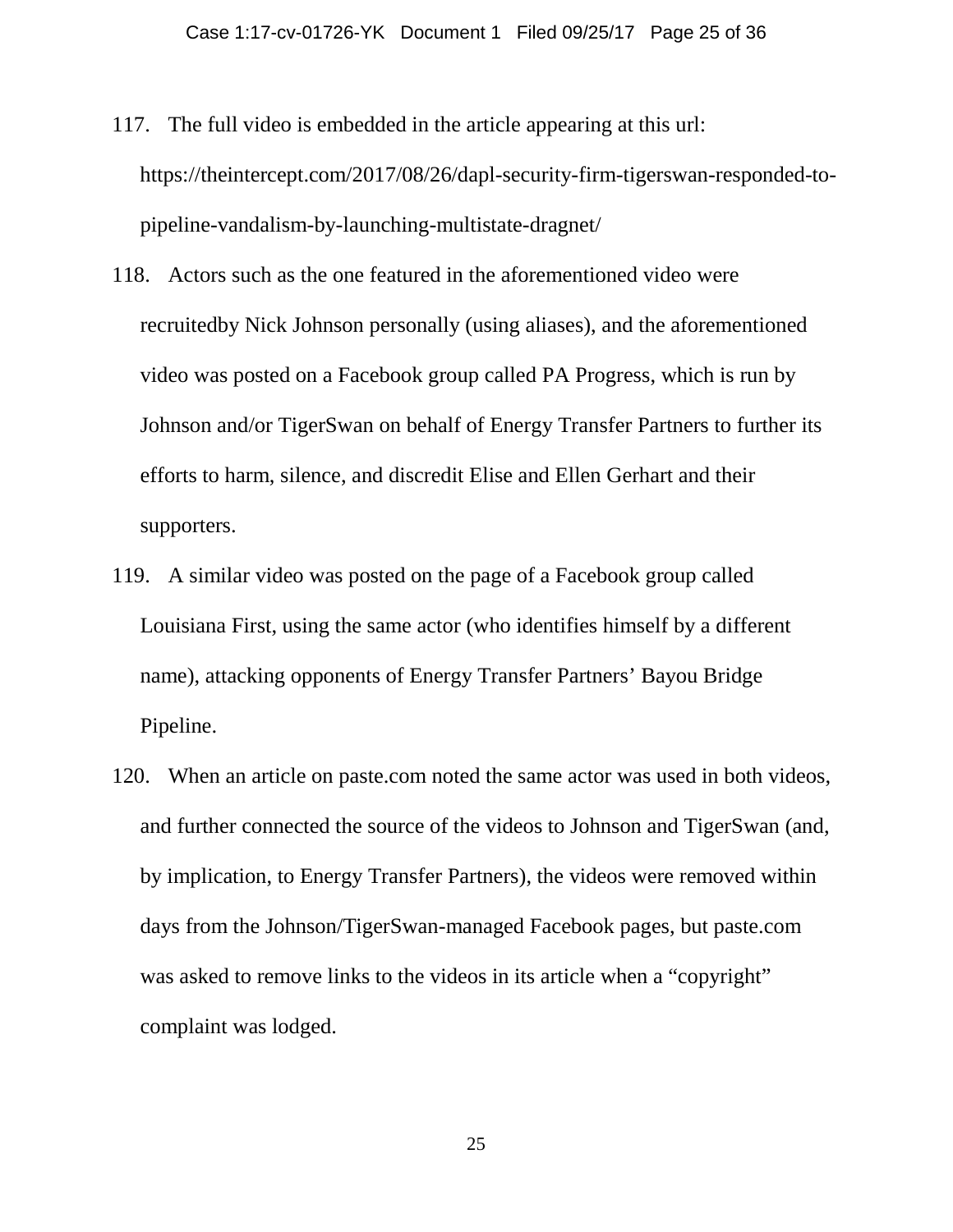117. The full video is embedded in the article appearing at this url: https://theintercept.com/2017/08/26/dapl-security-firm-tigerswan-responded-to-pipeline-vandalism-by-launching-multistate-dragnet/

118. Actors such as the one featured in the aforementioned video were recruitedby Nick Johnson personally (using aliases), and the aforementioned video was posted on a Facebook group called PA Progress, which is run by Johnson and/or TigerSwan on behalf of Energy Transfer Partners to further its efforts to harm, silence, and discredit Elise and Ellen Gerhart and their supporters.

119. A similar video was posted on the page of a Facebook group called Louisiana First, using the same actor (who identifies himself by a different name), attacking opponents of Energy Transfer Partners' Bayou Bridge Pipeline.

120. When an article on paste.com noted the same actor was used in both videos, and further connected the source of the videos to Johnson and TigerSwan (and, by implication, to Energy Transfer Partners), the videos were removed within days from the Johnson/TigerSwan-managed Facebook pages, but paste.com was asked to remove links to the videos in its article when a "copyright" complaint was lodged.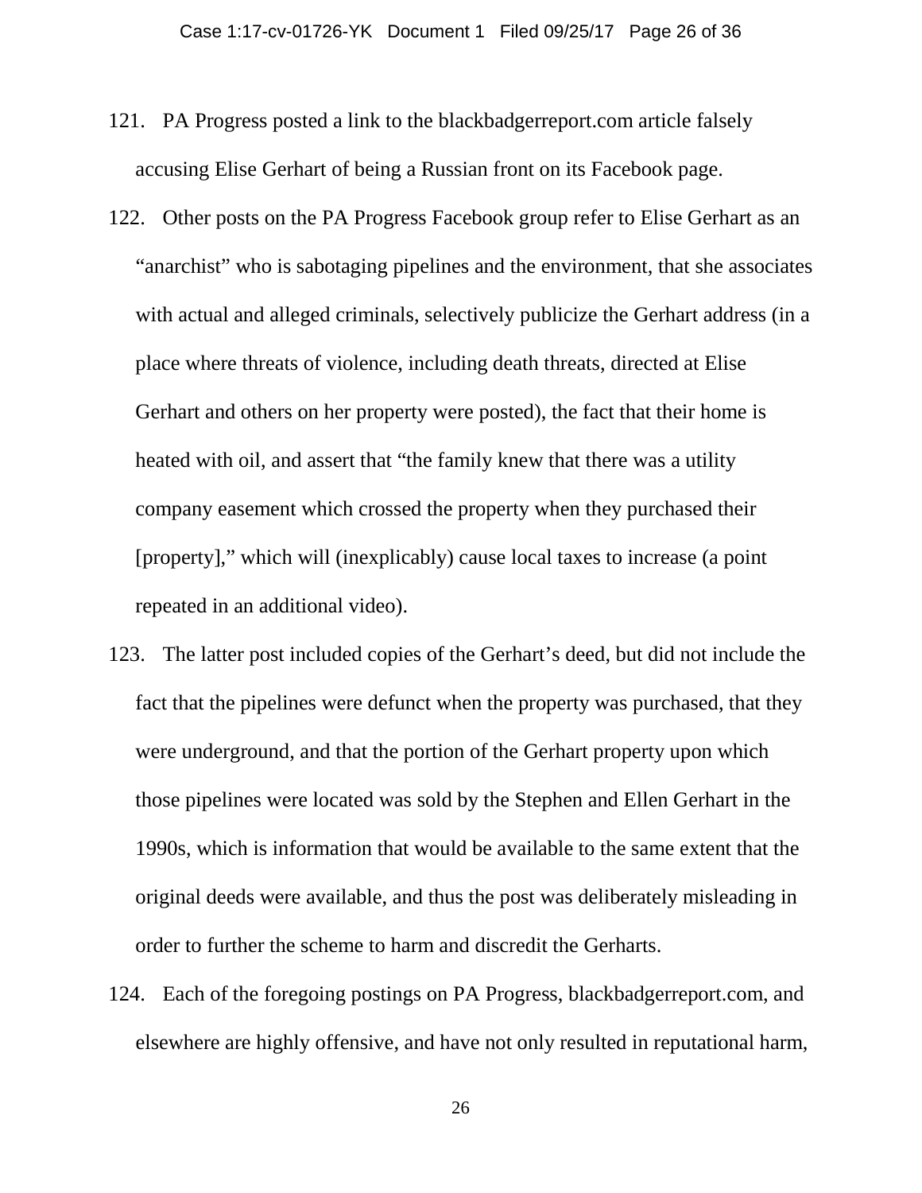121. PA Progress posted a link to the blackbadgerreport.com article falsely accusing Elise Gerhart of being a Russian front on its Facebook page.

122. Other posts on the PA Progress Facebook group refer to Elise Gerhart as an “anarchist” who is sabotaging pipelines and the environment, that she associates with actual and alleged criminals, selectively publicize the Gerhart address (in a place where threats of violence, including death threats, directed at Elise Gerhart and others on her property were posted), the fact that their home is heated with oil, and assert that “the family knew that there was a utility company easement which crossed the property when they purchased their [property],” which will (inexplicably) cause local taxes to increase (a point repeated in an additional video).

123. The latter post included copies of the Gerhart’s deed, but did not include the fact that the pipelines were defunct when the property was purchased, that they were underground, and that the portion of the Gerhart property upon which those pipelines were located was sold by the Stephen and Ellen Gerhart in the 1990s, which is information that would be available to the same extent that the original deeds were available, and thus the post was deliberately misleading in order to further the scheme to harm and discredit the Gerharts.

124. Each of the foregoing postings on PA Progress, blackbadgerreport.com, and elsewhere are highly offensive, and have not only resulted in reputational harm,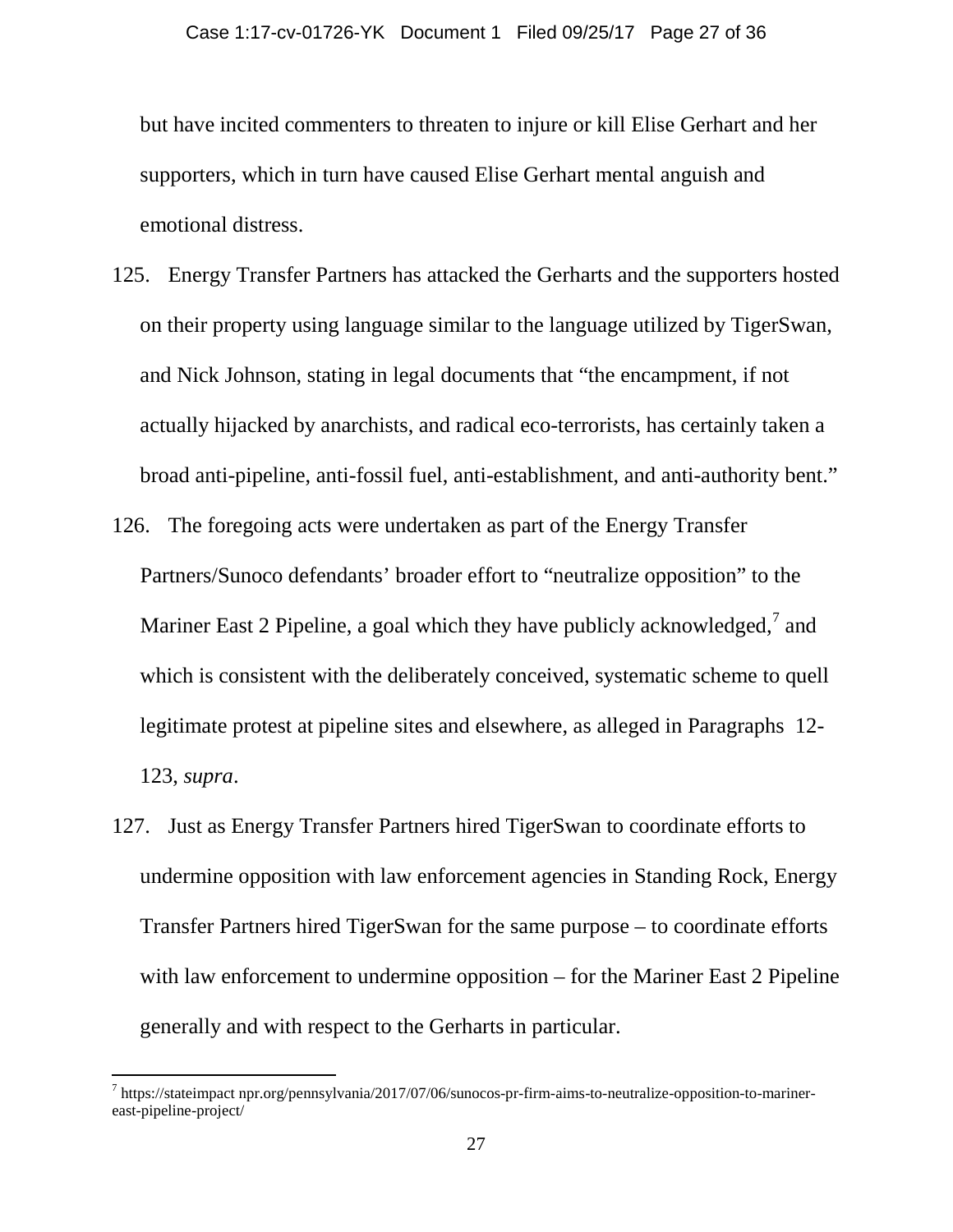but have incited commenters to threaten to injure or kill Elise Gerhart and her supporters, which in turn have caused Elise Gerhart mental anguish and emotional distress.

125. Energy Transfer Partners has attacked the Gerharts and the supporters hosted on their property using language similar to the language utilized by TigerSwan, and Nick Johnson, stating in legal documents that "the encampment, if not actually hijacked by anarchists, and radical eco-terrorists, has certainly taken a broad anti-pipeline, anti-fossil fuel, anti-establishment, and anti-authority bent."

126. The foregoing acts were undertaken as part of the Energy Transfer Partners/Sunoco defendants' broader effort to "neutralize opposition" to the Mariner East 2 Pipeline, a goal which they have publicly acknowledged,[7] and which is consistent with the deliberately conceived, systematic scheme to quell legitimate protest at pipeline sites and elsewhere, as alleged in Paragraphs 12-123, *supra*.

127. Just as Energy Transfer Partners hired TigerSwan to coordinate efforts to undermine opposition with law enforcement agencies in Standing Rock, Energy Transfer Partners hired TigerSwan for the same purpose – to coordinate efforts with law enforcement to undermine opposition – for the Mariner East 2 Pipeline generally and with respect to the Gerharts in particular.

---

[7] https://stateimpact npr.org/pennsylvania/2017/07/06/sunocos-pr-firm-aims-to-neutralize-opposition-to-mariner-east-pipeline-project/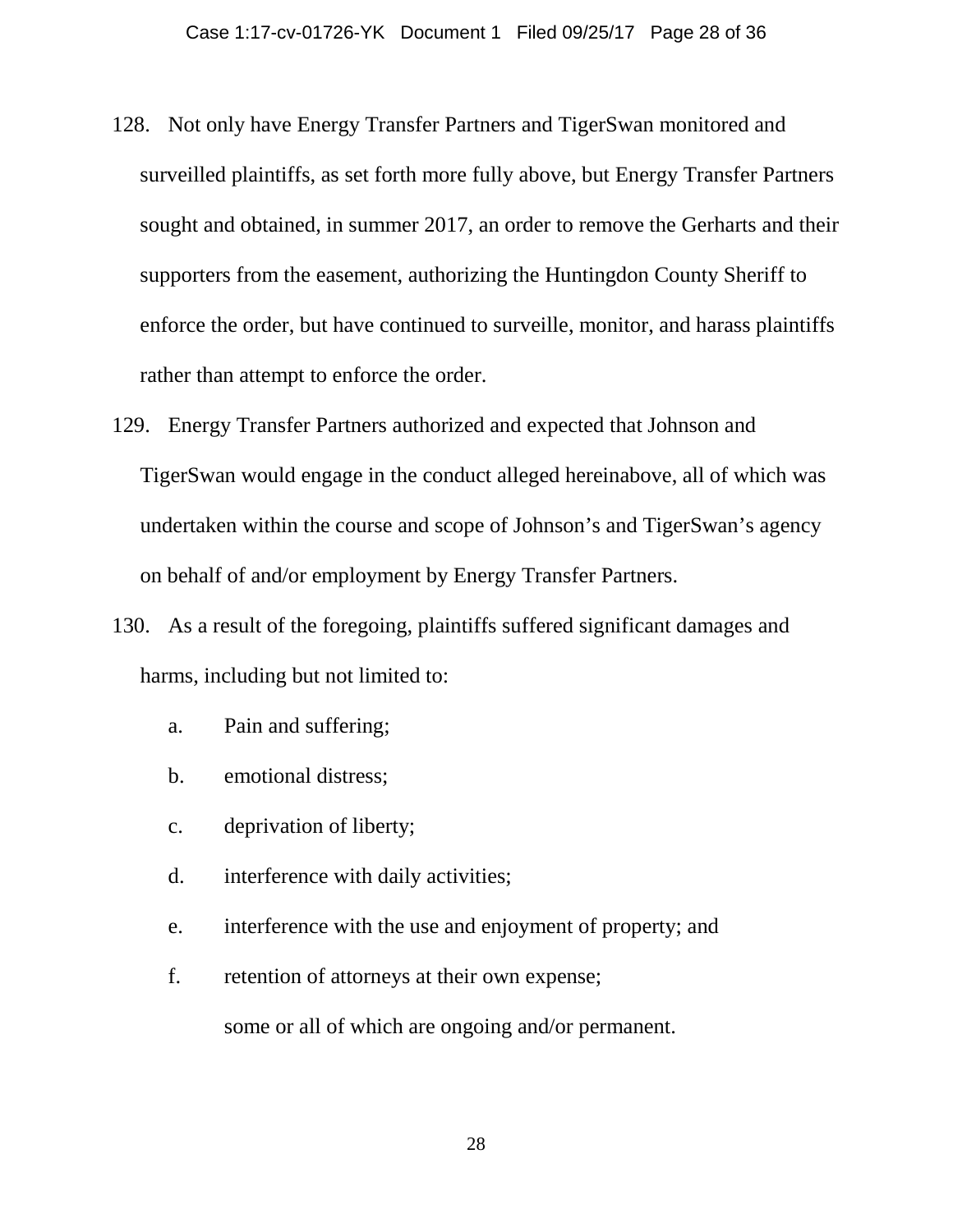128. Not only have Energy Transfer Partners and TigerSwan monitored and surveilled plaintiffs, as set forth more fully above, but Energy Transfer Partners sought and obtained, in summer 2017, an order to remove the Gerharts and their supporters from the easement, authorizing the Huntingdon County Sheriff to enforce the order, but have continued to surveille, monitor, and harass plaintiffs rather than attempt to enforce the order.

129. Energy Transfer Partners authorized and expected that Johnson and TigerSwan would engage in the conduct alleged hereinabove, all of which was undertaken within the course and scope of Johnson's and TigerSwan's agency on behalf of and/or employment by Energy Transfer Partners.

130. As a result of the foregoing, plaintiffs suffered significant damages and harms, including but not limited to:

   a. Pain and suffering;

   b. emotional distress;

   c. deprivation of liberty;

   d. interference with daily activities;

   e. interference with the use and enjoyment of property; and

   f. retention of attorneys at their own expense;

   some or all of which are ongoing and/or permanent.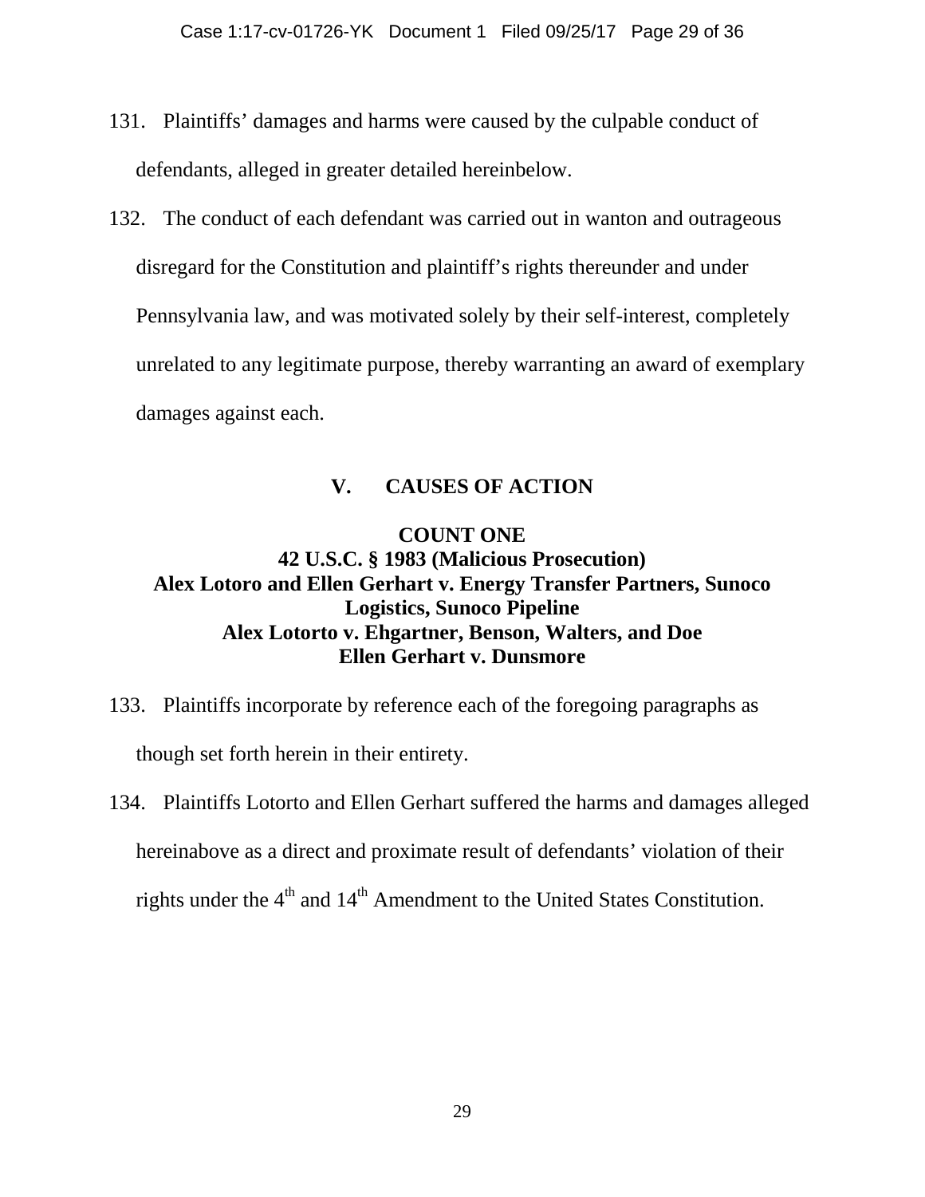131. Plaintiffs' damages and harms were caused by the culpable conduct of defendants, alleged in greater detailed hereinbelow.

132. The conduct of each defendant was carried out in wanton and outrageous disregard for the Constitution and plaintiff's rights thereunder and under Pennsylvania law, and was motivated solely by their self-interest, completely unrelated to any legitimate purpose, thereby warranting an award of exemplary damages against each.

## V. CAUSES OF ACTION

### COUNT ONE
### 42 U.S.C. § 1983 (Malicious Prosecution)
### Alex Lotoro and Ellen Gerhart v. Energy Transfer Partners, Sunoco Logistics, Sunoco Pipeline
### Alex Lotorto v. Ehgartner, Benson, Walters, and Doe
### Ellen Gerhart v. Dunsmore

133. Plaintiffs incorporate by reference each of the foregoing paragraphs as though set forth herein in their entirety.

134. Plaintiffs Lotorto and Ellen Gerhart suffered the harms and damages alleged hereinabove as a direct and proximate result of defendants' violation of their rights under the 4th and 14th Amendment to the United States Constitution.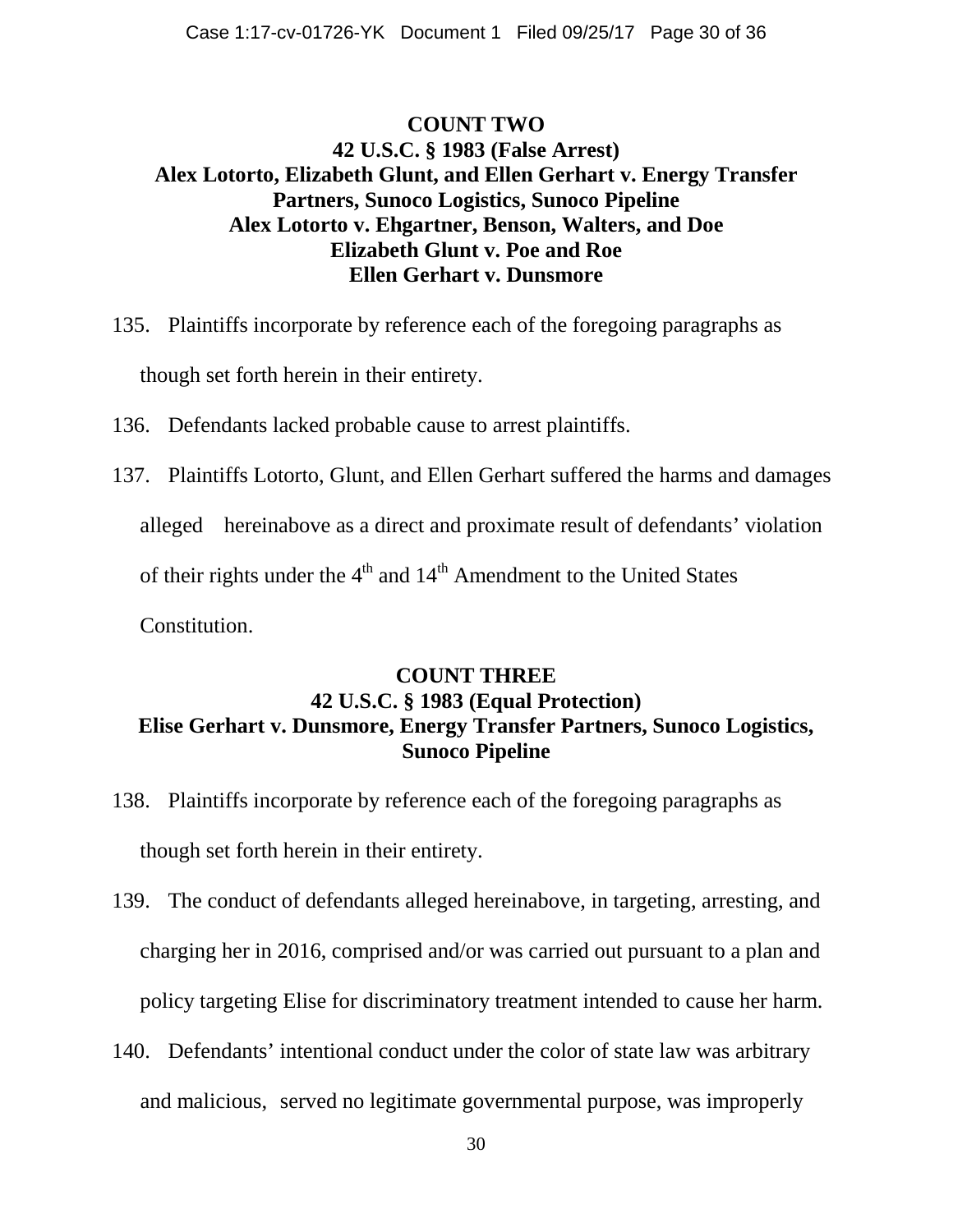## COUNT TWO
## 42 U.S.C. § 1983 (False Arrest)
## Alex Lotorto, Elizabeth Glunt, and Ellen Gerhart v. Energy Transfer Partners, Sunoco Logistics, Sunoco Pipeline
## Alex Lotorto v. Ehgartner, Benson, Walters, and Doe
## Elizabeth Glunt v. Poe and Roe
## Ellen Gerhart v. Dunsmore

135. Plaintiffs incorporate by reference each of the foregoing paragraphs as though set forth herein in their entirety.

136. Defendants lacked probable cause to arrest plaintiffs.

137. Plaintiffs Lotorto, Glunt, and Ellen Gerhart suffered the harms and damages alleged hereinabove as a direct and proximate result of defendants' violation of their rights under the 4th and 14th Amendment to the United States Constitution.

## COUNT THREE
## 42 U.S.C. § 1983 (Equal Protection)
## Elise Gerhart v. Dunsmore, Energy Transfer Partners, Sunoco Logistics, Sunoco Pipeline

138. Plaintiffs incorporate by reference each of the foregoing paragraphs as though set forth herein in their entirety.

139. The conduct of defendants alleged hereinabove, in targeting, arresting, and charging her in 2016, comprised and/or was carried out pursuant to a plan and policy targeting Elise for discriminatory treatment intended to cause her harm.

140. Defendants' intentional conduct under the color of state law was arbitrary and malicious, served no legitimate governmental purpose, was improperly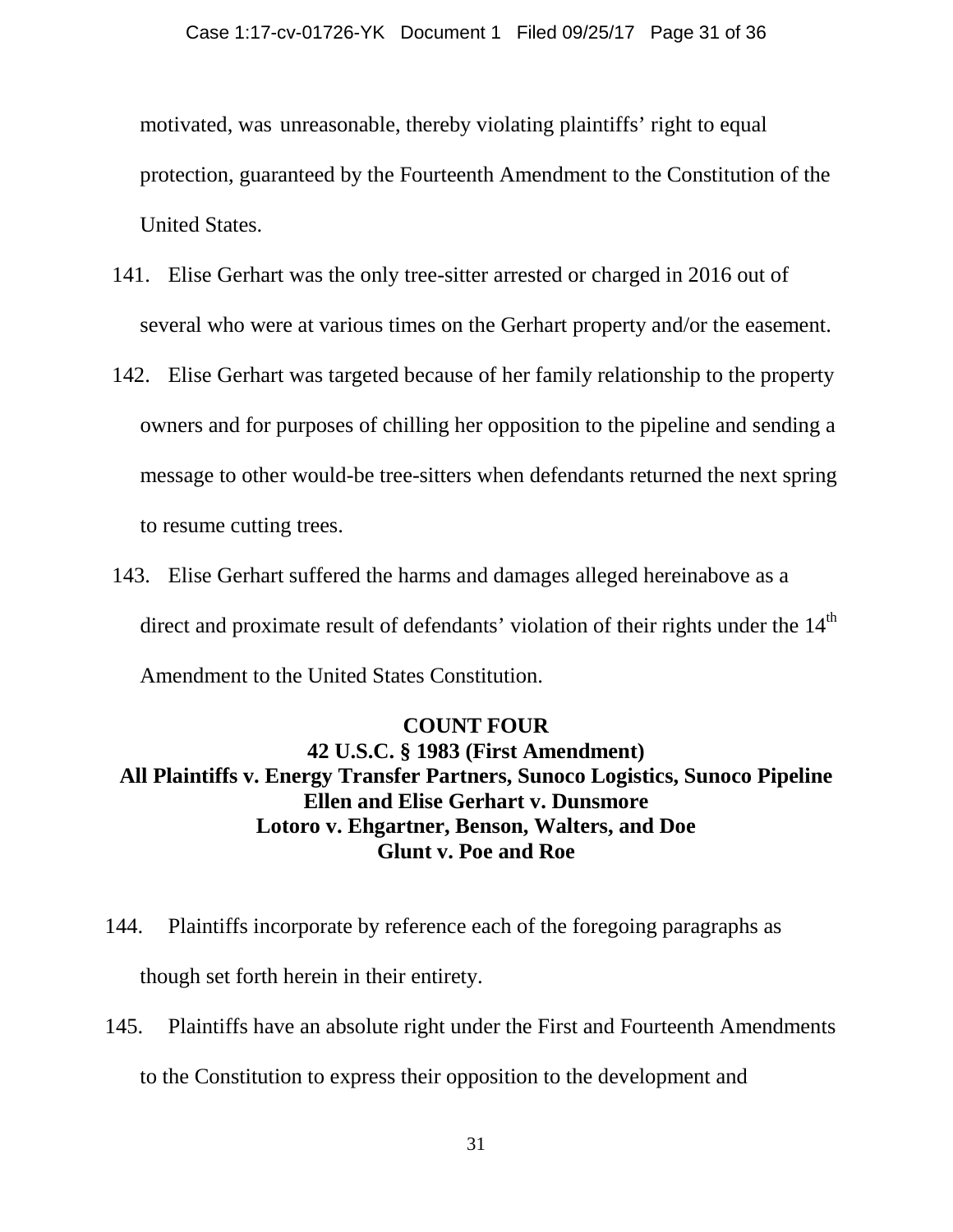motivated, was unreasonable, thereby violating plaintiffs' right to equal protection, guaranteed by the Fourteenth Amendment to the Constitution of the United States.

141. Elise Gerhart was the only tree-sitter arrested or charged in 2016 out of several who were at various times on the Gerhart property and/or the easement.

142. Elise Gerhart was targeted because of her family relationship to the property owners and for purposes of chilling her opposition to the pipeline and sending a message to other would-be tree-sitters when defendants returned the next spring to resume cutting trees.

143. Elise Gerhart suffered the harms and damages alleged hereinabove as a direct and proximate result of defendants' violation of their rights under the 14th Amendment to the United States Constitution.

**COUNT FOUR**
**42 U.S.C. § 1983 (First Amendment)**
**All Plaintiffs v. Energy Transfer Partners, Sunoco Logistics, Sunoco Pipeline**
**Ellen and Elise Gerhart v. Dunsmore**
**Lotoro v. Ehgartner, Benson, Walters, and Doe**
**Glunt v. Poe and Roe**

144. Plaintiffs incorporate by reference each of the foregoing paragraphs as though set forth herein in their entirety.

145. Plaintiffs have an absolute right under the First and Fourteenth Amendments to the Constitution to express their opposition to the development and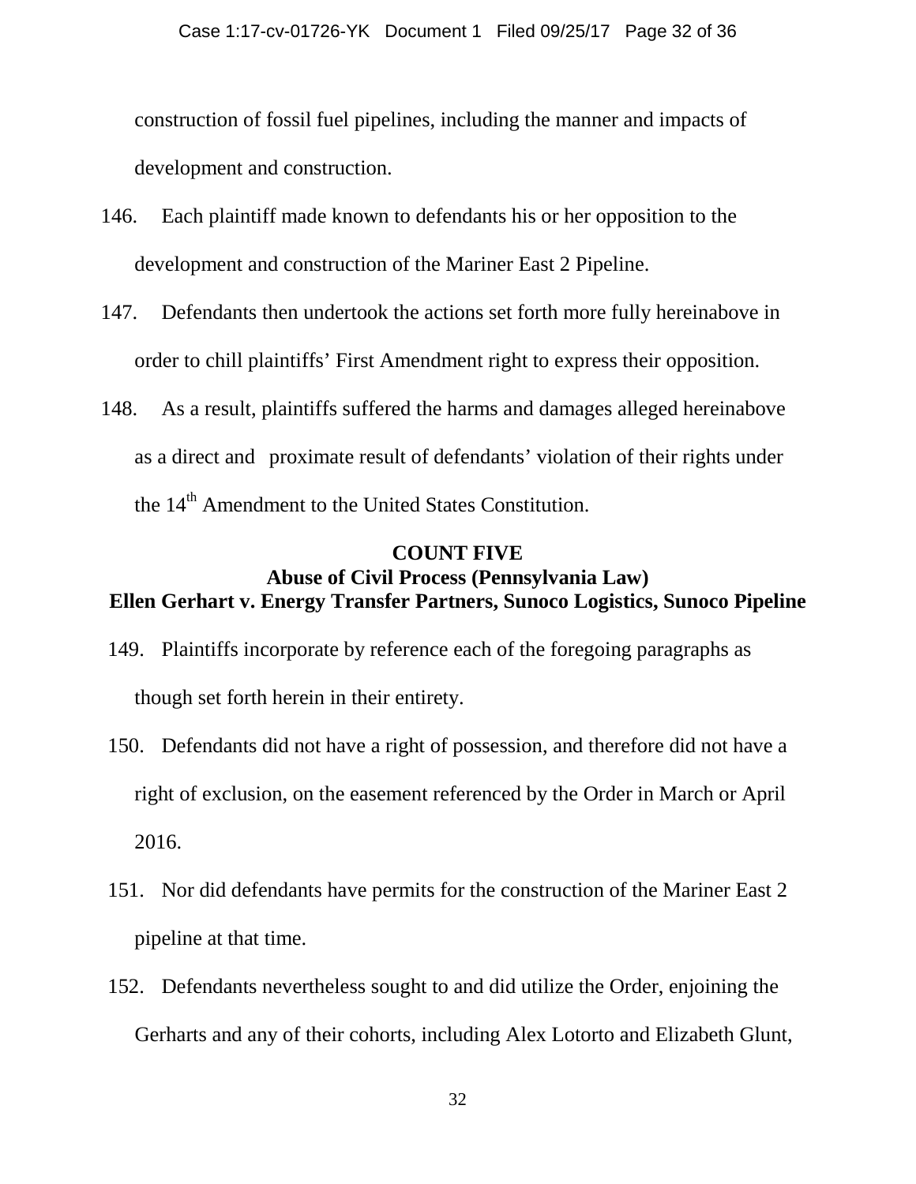construction of fossil fuel pipelines, including the manner and impacts of development and construction.

146. Each plaintiff made known to defendants his or her opposition to the development and construction of the Mariner East 2 Pipeline.

147. Defendants then undertook the actions set forth more fully hereinabove in order to chill plaintiffs' First Amendment right to express their opposition.

148. As a result, plaintiffs suffered the harms and damages alleged hereinabove as a direct and proximate result of defendants' violation of their rights under the 14th Amendment to the United States Constitution.

**COUNT FIVE**
**Abuse of Civil Process (Pennsylvania Law)**
**Ellen Gerhart v. Energy Transfer Partners, Sunoco Logistics, Sunoco Pipeline**

149. Plaintiffs incorporate by reference each of the foregoing paragraphs as though set forth herein in their entirety.

150. Defendants did not have a right of possession, and therefore did not have a right of exclusion, on the easement referenced by the Order in March or April 2016.

151. Nor did defendants have permits for the construction of the Mariner East 2 pipeline at that time.

152. Defendants nevertheless sought to and did utilize the Order, enjoining the Gerharts and any of their cohorts, including Alex Lotorto and Elizabeth Glunt,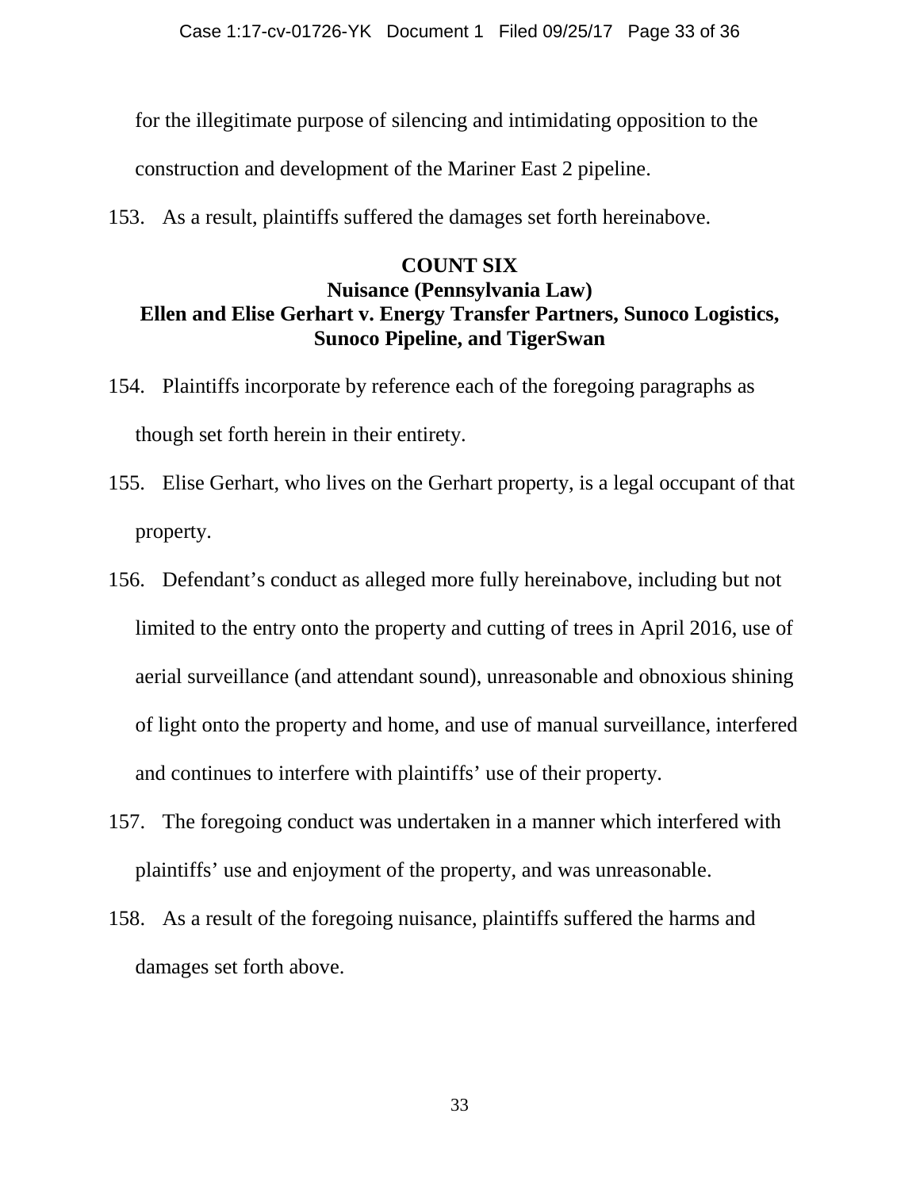for the illegitimate purpose of silencing and intimidating opposition to the construction and development of the Mariner East 2 pipeline.

153. As a result, plaintiffs suffered the damages set forth hereinabove.

## COUNT SIX
## Nuisance (Pennsylvania Law)
## Ellen and Elise Gerhart v. Energy Transfer Partners, Sunoco Logistics, Sunoco Pipeline, and TigerSwan

154. Plaintiffs incorporate by reference each of the foregoing paragraphs as though set forth herein in their entirety.

155. Elise Gerhart, who lives on the Gerhart property, is a legal occupant of that property.

156. Defendant's conduct as alleged more fully hereinabove, including but not limited to the entry onto the property and cutting of trees in April 2016, use of aerial surveillance (and attendant sound), unreasonable and obnoxious shining of light onto the property and home, and use of manual surveillance, interfered and continues to interfere with plaintiffs' use of their property.

157. The foregoing conduct was undertaken in a manner which interfered with plaintiffs' use and enjoyment of the property, and was unreasonable.

158. As a result of the foregoing nuisance, plaintiffs suffered the harms and damages set forth above.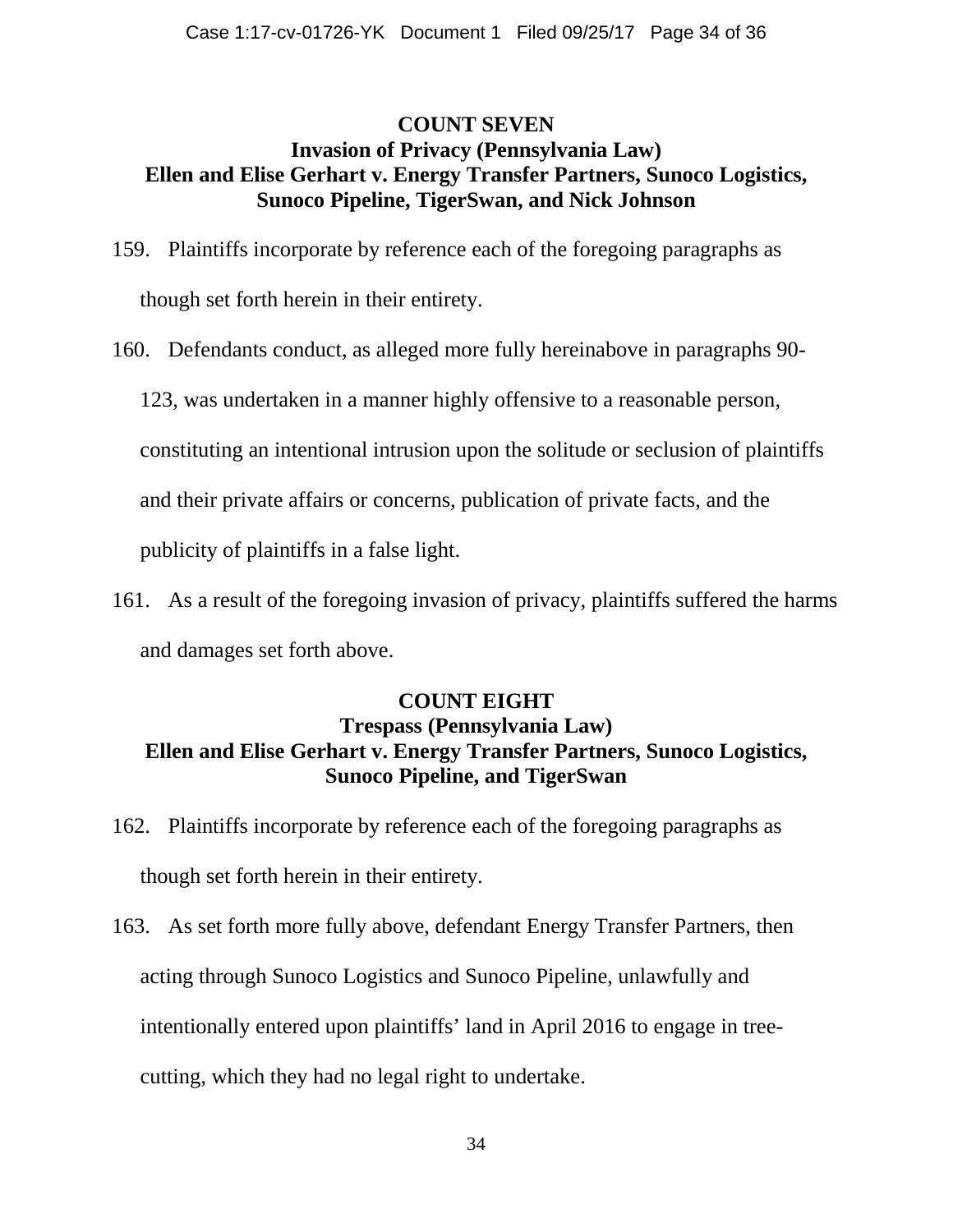## COUNT SEVEN
## Invasion of Privacy (Pennsylvania Law)
## Ellen and Elise Gerhart v. Energy Transfer Partners, Sunoco Logistics, Sunoco Pipeline, TigerSwan, and Nick Johnson

159. Plaintiffs incorporate by reference each of the foregoing paragraphs as though set forth herein in their entirety.

160. Defendants conduct, as alleged more fully hereinabove in paragraphs 90-123, was undertaken in a manner highly offensive to a reasonable person, constituting an intentional intrusion upon the solitude or seclusion of plaintiffs and their private affairs or concerns, publication of private facts, and the publicity of plaintiffs in a false light.

161. As a result of the foregoing invasion of privacy, plaintiffs suffered the harms and damages set forth above.

## COUNT EIGHT
## Trespass (Pennsylvania Law)
## Ellen and Elise Gerhart v. Energy Transfer Partners, Sunoco Logistics, Sunoco Pipeline, and TigerSwan

162. Plaintiffs incorporate by reference each of the foregoing paragraphs as though set forth herein in their entirety.

163. As set forth more fully above, defendant Energy Transfer Partners, then acting through Sunoco Logistics and Sunoco Pipeline, unlawfully and intentionally entered upon plaintiffs' land in April 2016 to engage in tree-cutting, which they had no legal right to undertake.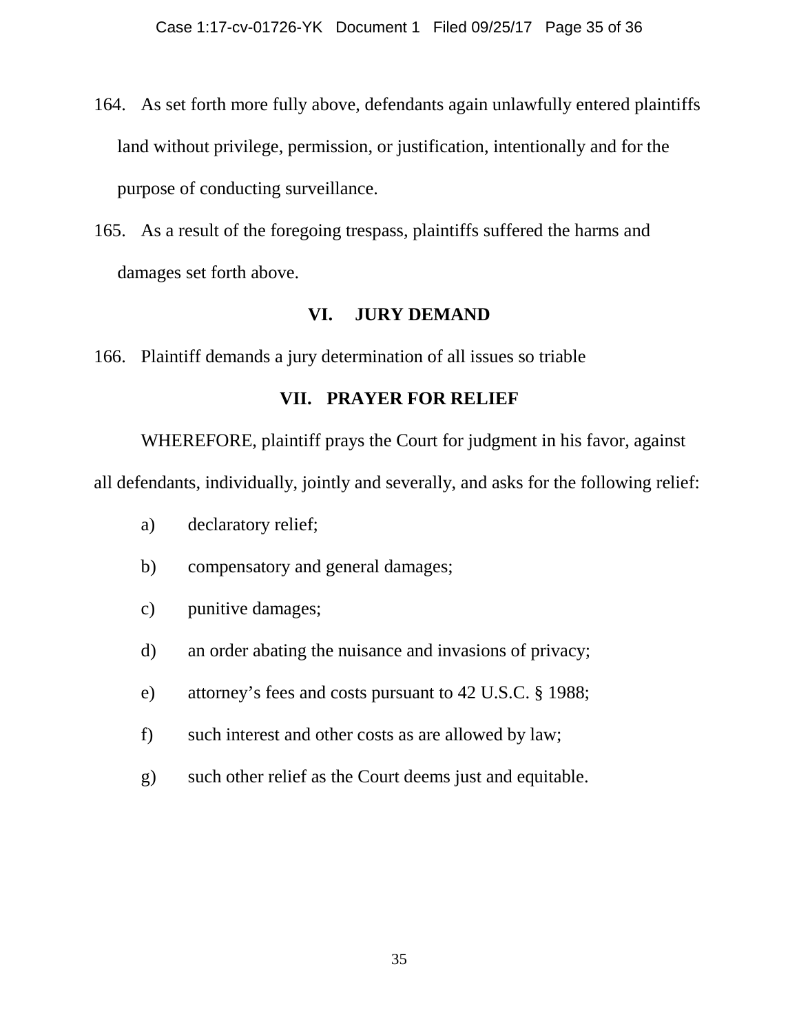164. As set forth more fully above, defendants again unlawfully entered plaintiffs land without privilege, permission, or justification, intentionally and for the purpose of conducting surveillance.

165. As a result of the foregoing trespass, plaintiffs suffered the harms and damages set forth above.

## VI. JURY DEMAND

166. Plaintiff demands a jury determination of all issues so triable

## VII. PRAYER FOR RELIEF

WHEREFORE, plaintiff prays the Court for judgment in his favor, against all defendants, individually, jointly and severally, and asks for the following relief:

a) declaratory relief;

b) compensatory and general damages;

c) punitive damages;

d) an order abating the nuisance and invasions of privacy;

e) attorney's fees and costs pursuant to 42 U.S.C. § 1988;

f) such interest and other costs as are allowed by law;

g) such other relief as the Court deems just and equitable.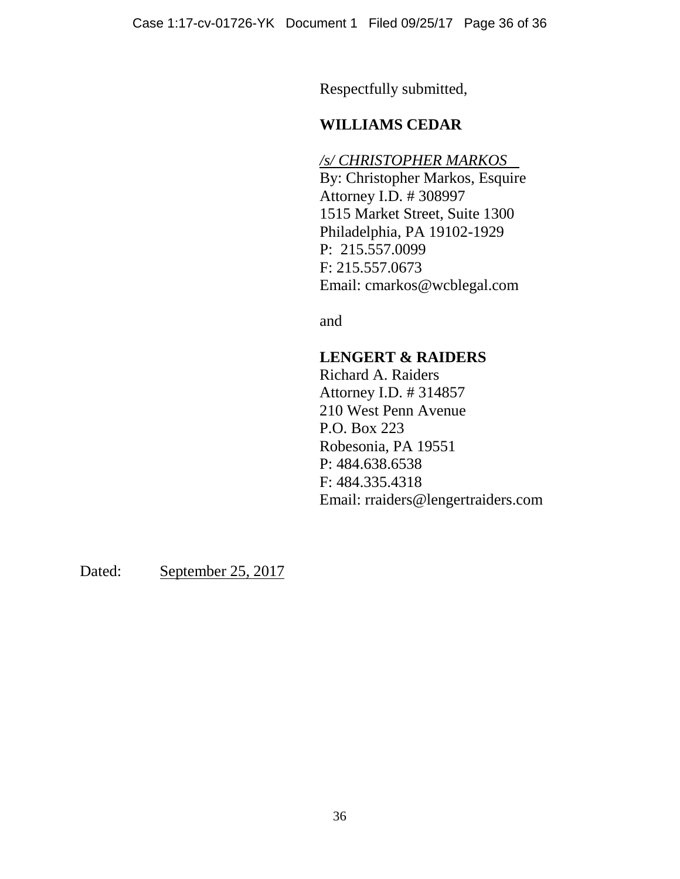Respectfully submitted,

**WILLIAMS CEDAR**

*/s/ CHRISTOPHER MARKOS*
By: Christopher Markos, Esquire
Attorney I.D. # 308997
1515 Market Street, Suite 1300
Philadelphia, PA 19102-1929
P: 215.557.0099
F: 215.557.0673
Email: cmarkos@wcblegal.com

and

**LENGERT & RAIDERS**
Richard A. Raiders
Attorney I.D. # 314857
210 West Penn Avenue
P.O. Box 223
Robesonia, PA 19551
P: 484.638.6538
F: 484.335.4318
Email: rraiders@lengertraiders.com

Dated: September 25, 2017